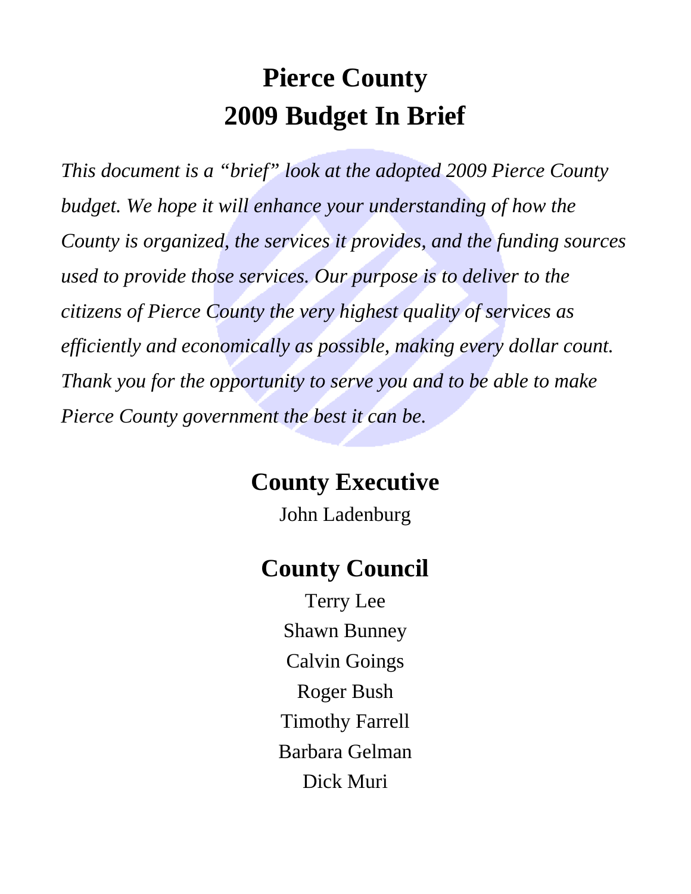# Pierce County
# 2009 Budget In Brief

*This document is a "brief" look at the adopted 2009 Pierce County budget. We hope it will enhance your understanding of how the County is organized, the services it provides, and the funding sources used to provide those services. Our purpose is to deliver to the citizens of Pierce County the very highest quality of services as efficiently and economically as possible, making every dollar count. Thank you for the opportunity to serve you and to be able to make Pierce County government the best it can be.*

## County Executive

John Ladenburg

## County Council

Terry Lee

Shawn Bunney

Calvin Goings

Roger Bush

Timothy Farrell

Barbara Gelman

Dick Muri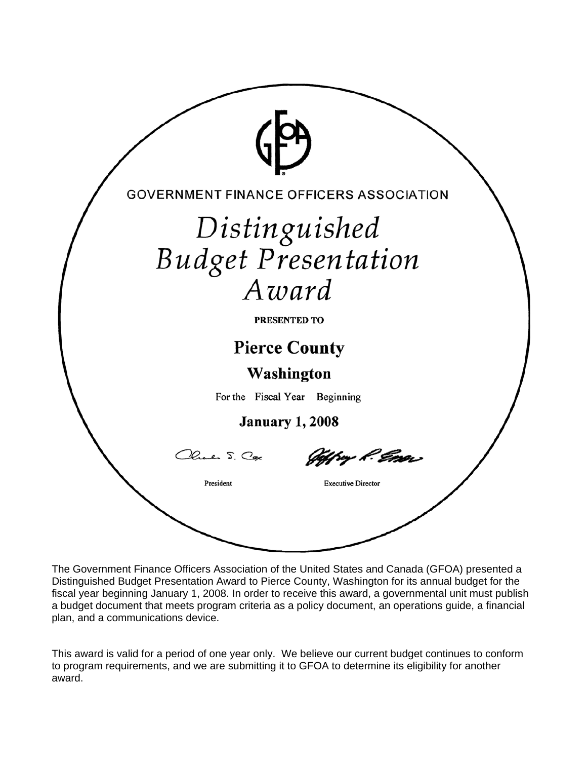GOVERNMENT FINANCE OFFICERS ASSOCIATION

# *Distinguished Budget Presentation Award*

**PRESENTED TO**

## Pierce County

### Washington

For the Fiscal Year Beginning

**January 1, 2008**

President　　　　　　Executive Director

The Government Finance Officers Association of the United States and Canada (GFOA) presented a Distinguished Budget Presentation Award to Pierce County, Washington for its annual budget for the fiscal year beginning January 1, 2008. In order to receive this award, a governmental unit must publish a budget document that meets program criteria as a policy document, an operations guide, a financial plan, and a communications device.

This award is valid for a period of one year only. We believe our current budget continues to conform to program requirements, and we are submitting it to GFOA to determine its eligibility for another award.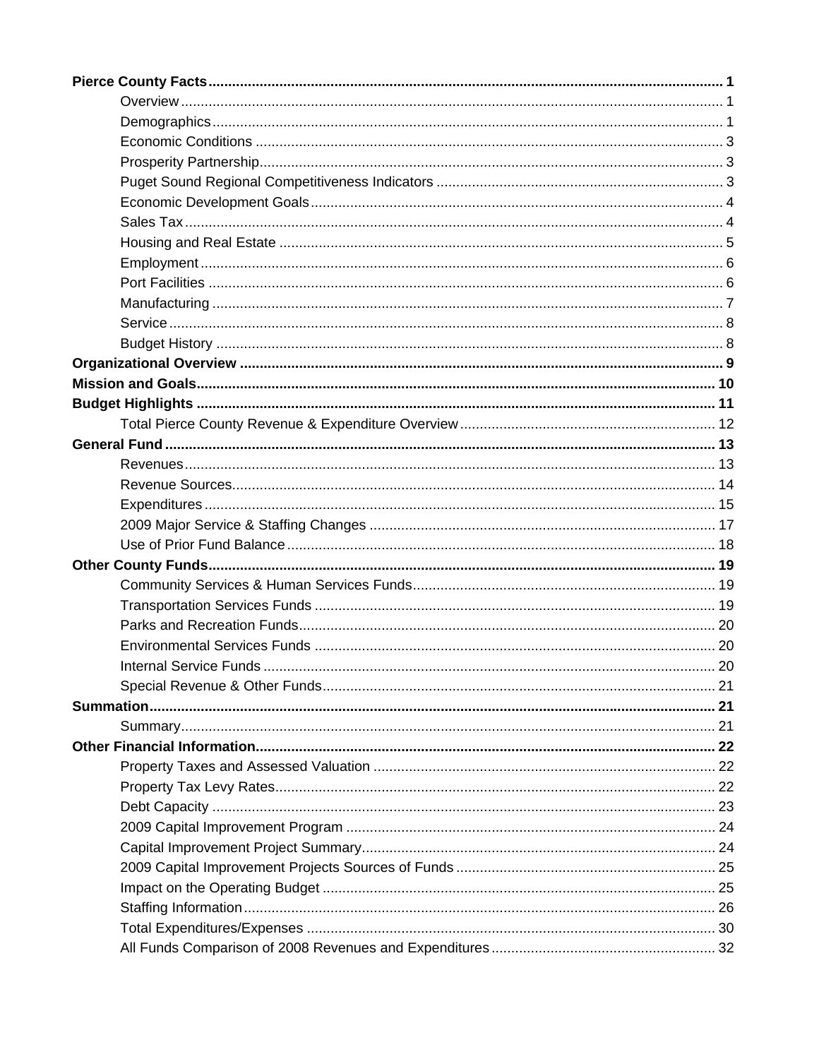**Pierce County Facts** .......... 1

- Overview .......... 1
- Demographics .......... 1
- Economic Conditions .......... 3
- Prosperity Partnership .......... 3
- Puget Sound Regional Competitiveness Indicators .......... 3
- Economic Development Goals .......... 4
- Sales Tax .......... 4
- Housing and Real Estate .......... 5
- Employment .......... 6
- Port Facilities .......... 6
- Manufacturing .......... 7
- Service .......... 8
- Budget History .......... 8

**Organizational Overview** .......... 9

**Mission and Goals** .......... 10

**Budget Highlights** .......... 11

- Total Pierce County Revenue & Expenditure Overview .......... 12

**General Fund** .......... 13

- Revenues .......... 13
- Revenue Sources .......... 14
- Expenditures .......... 15
- 2009 Major Service & Staffing Changes .......... 17
- Use of Prior Fund Balance .......... 18

**Other County Funds** .......... 19

- Community Services & Human Services Funds .......... 19
- Transportation Services Funds .......... 19
- Parks and Recreation Funds .......... 20
- Environmental Services Funds .......... 20
- Internal Service Funds .......... 20
- Special Revenue & Other Funds .......... 21

**Summation** .......... 21

- Summary .......... 21

**Other Financial Information** .......... 22

- Property Taxes and Assessed Valuation .......... 22
- Property Tax Levy Rates .......... 22
- Debt Capacity .......... 23
- 2009 Capital Improvement Program .......... 24
- Capital Improvement Project Summary .......... 24
- 2009 Capital Improvement Projects Sources of Funds .......... 25
- Impact on the Operating Budget .......... 25
- Staffing Information .......... 26
- Total Expenditures/Expenses .......... 30
- All Funds Comparison of 2008 Revenues and Expenditures .......... 32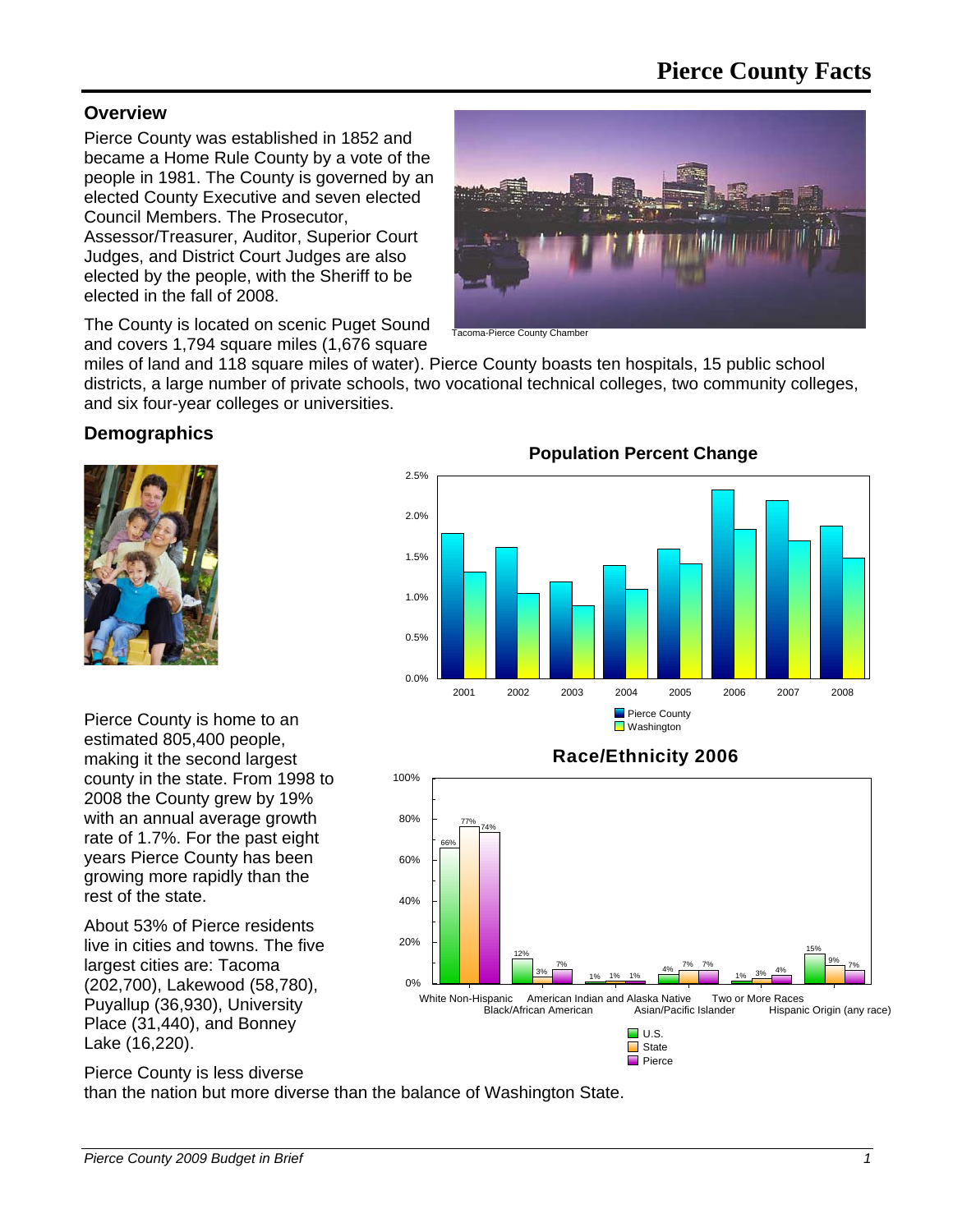# Pierce County Facts

## Overview

Pierce County was established in 1852 and became a Home Rule County by a vote of the people in 1981. The County is governed by an elected County Executive and seven elected Council Members. The Prosecutor, Assessor/Treasurer, Auditor, Superior Court Judges, and District Court Judges are also elected by the people, with the Sheriff to be elected in the fall of 2008.

Tacoma-Pierce County Chamber

The County is located on scenic Puget Sound and covers 1,794 square miles (1,676 square miles of land and 118 square miles of water). Pierce County boasts ten hospitals, 15 public school districts, a large number of private schools, two vocational technical colleges, two community colleges, and six four-year colleges or universities.

## Demographics

**Population Percent Change**

Legend: Pierce County, Washington (years 2001–2008)

Pierce County is home to an estimated 805,400 people, making it the second largest county in the state. From 1998 to 2008 the County grew by 19% with an annual average growth rate of 1.7%. For the past eight years Pierce County has been growing more rapidly than the rest of the state.

About 53% of Pierce residents live in cities and towns. The five largest cities are: Tacoma (202,700), Lakewood (58,780), Puyallup (36,930), University Place (31,440), and Bonney Lake (16,220).

**Race/Ethnicity 2006**

| | U.S. | State | Pierce |
|---|---|---|---|
| White Non-Hispanic | 66% | 77% | 74% |
| Black/African American | 12% | 3% | 7% |
| American Indian and Alaska Native | 1% | 1% | 1% |
| Asian/Pacific Islander | 4% | 7% | 7% |
| Two or More Races | 1% | 3% | 4% |
| Hispanic Origin (any race) | 15% | 9% | 7% |

Pierce County is less diverse than the nation but more diverse than the balance of Washington State.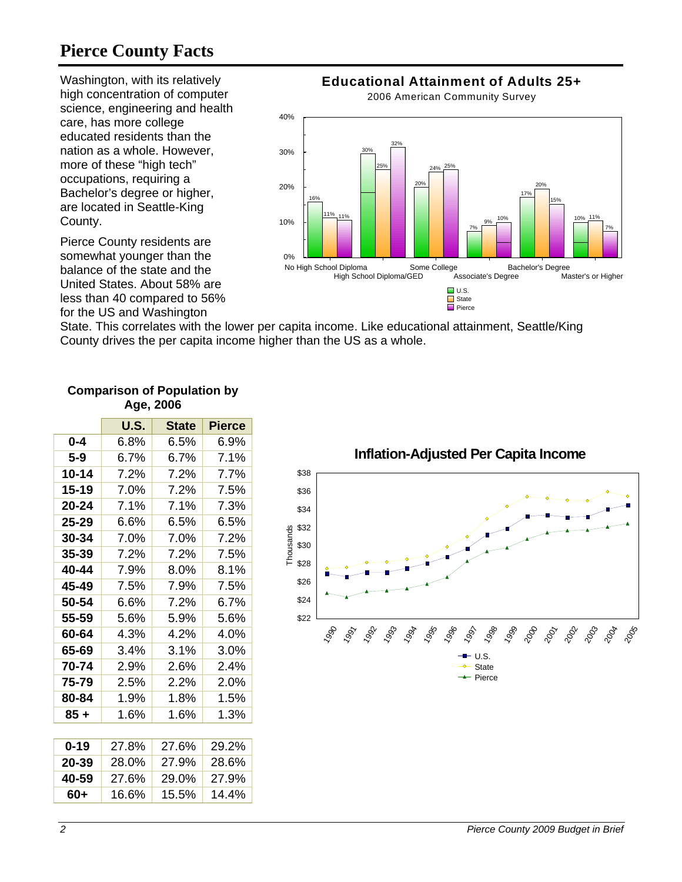# Pierce County Facts

Washington, with its relatively high concentration of computer science, engineering and health care, has more college educated residents than the nation as a whole. However, more of these "high tech" occupations, requiring a Bachelor's degree or higher, are located in Seattle-King County.

Pierce County residents are somewhat younger than the balance of the state and the United States. About 58% are less than 40 compared to 56% for the US and Washington State. This correlates with the lower per capita income. Like educational attainment, Seattle/King County drives the per capita income higher than the US as a whole.

**Educational Attainment of Adults 25+**

2006 American Community Survey

| | U.S. | State | Pierce |
|---|---|---|---|
| No High School Diploma | 16% | 11% | 11% |
| High School Diploma/GED | 30% | 25% | 32% |
| Some College | 20% | 24% | 25% |
| Associate's Degree | 7% | 9% | 10% |
| Bachelor's Degree | 17% | 20% | 15% |
| Master's or Higher | 10% | 11% | 7% |

**Comparison of Population by Age, 2006**

| | U.S. | State | Pierce |
|---|---|---|---|
| 0-4 | 6.8% | 6.5% | 6.9% |
| 5-9 | 6.7% | 6.7% | 7.1% |
| 10-14 | 7.2% | 7.2% | 7.7% |
| 15-19 | 7.0% | 7.2% | 7.5% |
| 20-24 | 7.1% | 7.1% | 7.3% |
| 25-29 | 6.6% | 6.5% | 6.5% |
| 30-34 | 7.0% | 7.0% | 7.2% |
| 35-39 | 7.2% | 7.2% | 7.5% |
| 40-44 | 7.9% | 8.0% | 8.1% |
| 45-49 | 7.5% | 7.9% | 7.5% |
| 50-54 | 6.6% | 7.2% | 6.7% |
| 55-59 | 5.6% | 5.9% | 5.6% |
| 60-64 | 4.3% | 4.2% | 4.0% |
| 65-69 | 3.4% | 3.1% | 3.0% |
| 70-74 | 2.9% | 2.6% | 2.4% |
| 75-79 | 2.5% | 2.2% | 2.0% |
| 80-84 | 1.9% | 1.8% | 1.5% |
| 85 + | 1.6% | 1.6% | 1.3% |

| | U.S. | State | Pierce |
|---|---|---|---|
| 0-19 | 27.8% | 27.6% | 29.2% |
| 20-39 | 28.0% | 27.9% | 28.6% |
| 40-59 | 27.6% | 29.0% | 27.9% |
| 60+ | 16.6% | 15.5% | 14.4% |

**Inflation-Adjusted Per Capita Income**

(Thousands; U.S., State, Pierce; 1990–2005)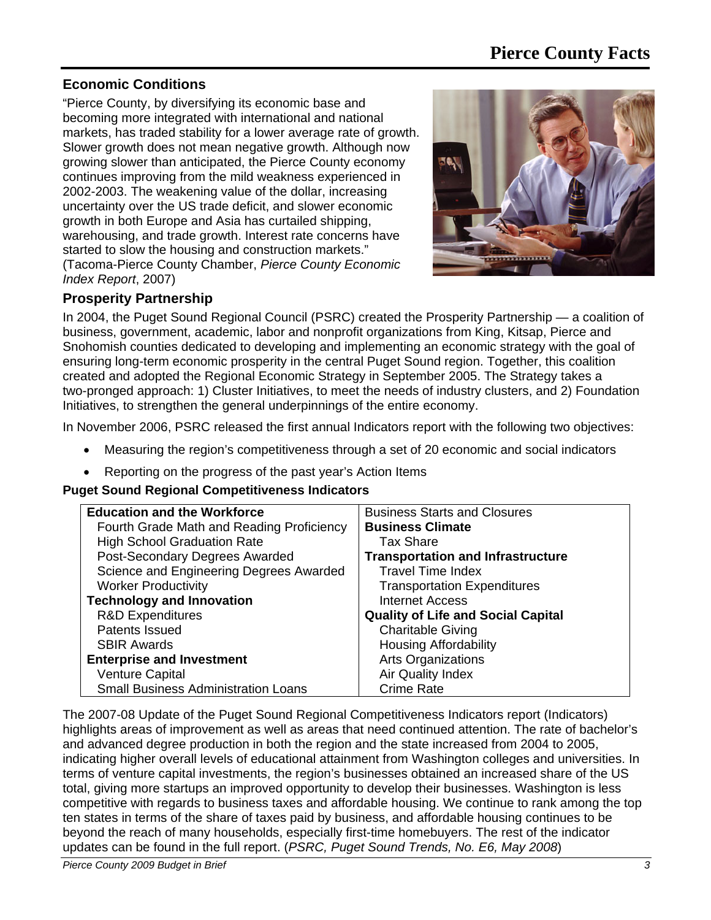# Pierce County Facts

## Economic Conditions

"Pierce County, by diversifying its economic base and becoming more integrated with international and national markets, has traded stability for a lower average rate of growth. Slower growth does not mean negative growth. Although now growing slower than anticipated, the Pierce County economy continues improving from the mild weakness experienced in 2002-2003. The weakening value of the dollar, increasing uncertainty over the US trade deficit, and slower economic growth in both Europe and Asia has curtailed shipping, warehousing, and trade growth. Interest rate concerns have started to slow the housing and construction markets." (Tacoma-Pierce County Chamber, *Pierce County Economic Index Report*, 2007)

## Prosperity Partnership

In 2004, the Puget Sound Regional Council (PSRC) created the Prosperity Partnership — a coalition of business, government, academic, labor and nonprofit organizations from King, Kitsap, Pierce and Snohomish counties dedicated to developing and implementing an economic strategy with the goal of ensuring long-term economic prosperity in the central Puget Sound region. Together, this coalition created and adopted the Regional Economic Strategy in September 2005. The Strategy takes a two-pronged approach: 1) Cluster Initiatives, to meet the needs of industry clusters, and 2) Foundation Initiatives, to strengthen the general underpinnings of the entire economy.

In November 2006, PSRC released the first annual Indicators report with the following two objectives:

- Measuring the region's competitiveness through a set of 20 economic and social indicators
- Reporting on the progress of the past year's Action Items

**Puget Sound Regional Competitiveness Indicators**

| | |
|---|---|
| **Education and the Workforce** | Business Starts and Closures |
| Fourth Grade Math and Reading Proficiency | **Business Climate** |
| High School Graduation Rate | Tax Share |
| Post-Secondary Degrees Awarded | **Transportation and Infrastructure** |
| Science and Engineering Degrees Awarded | Travel Time Index |
| Worker Productivity | Transportation Expenditures |
| **Technology and Innovation** | Internet Access |
| R&D Expenditures | **Quality of Life and Social Capital** |
| Patents Issued | Charitable Giving |
| SBIR Awards | Housing Affordability |
| **Enterprise and Investment** | Arts Organizations |
| Venture Capital | Air Quality Index |
| Small Business Administration Loans | Crime Rate |

The 2007-08 Update of the Puget Sound Regional Competitiveness Indicators report (Indicators) highlights areas of improvement as well as areas that need continued attention. The rate of bachelor's and advanced degree production in both the region and the state increased from 2004 to 2005, indicating higher overall levels of educational attainment from Washington colleges and universities. In terms of venture capital investments, the region's businesses obtained an increased share of the US total, giving more startups an improved opportunity to develop their businesses. Washington is less competitive with regards to business taxes and affordable housing. We continue to rank among the top ten states in terms of the share of taxes paid by business, and affordable housing continues to be beyond the reach of many households, especially first-time homebuyers. The rest of the indicator updates can be found in the full report. (*PSRC, Puget Sound Trends, No. E6, May 2008*)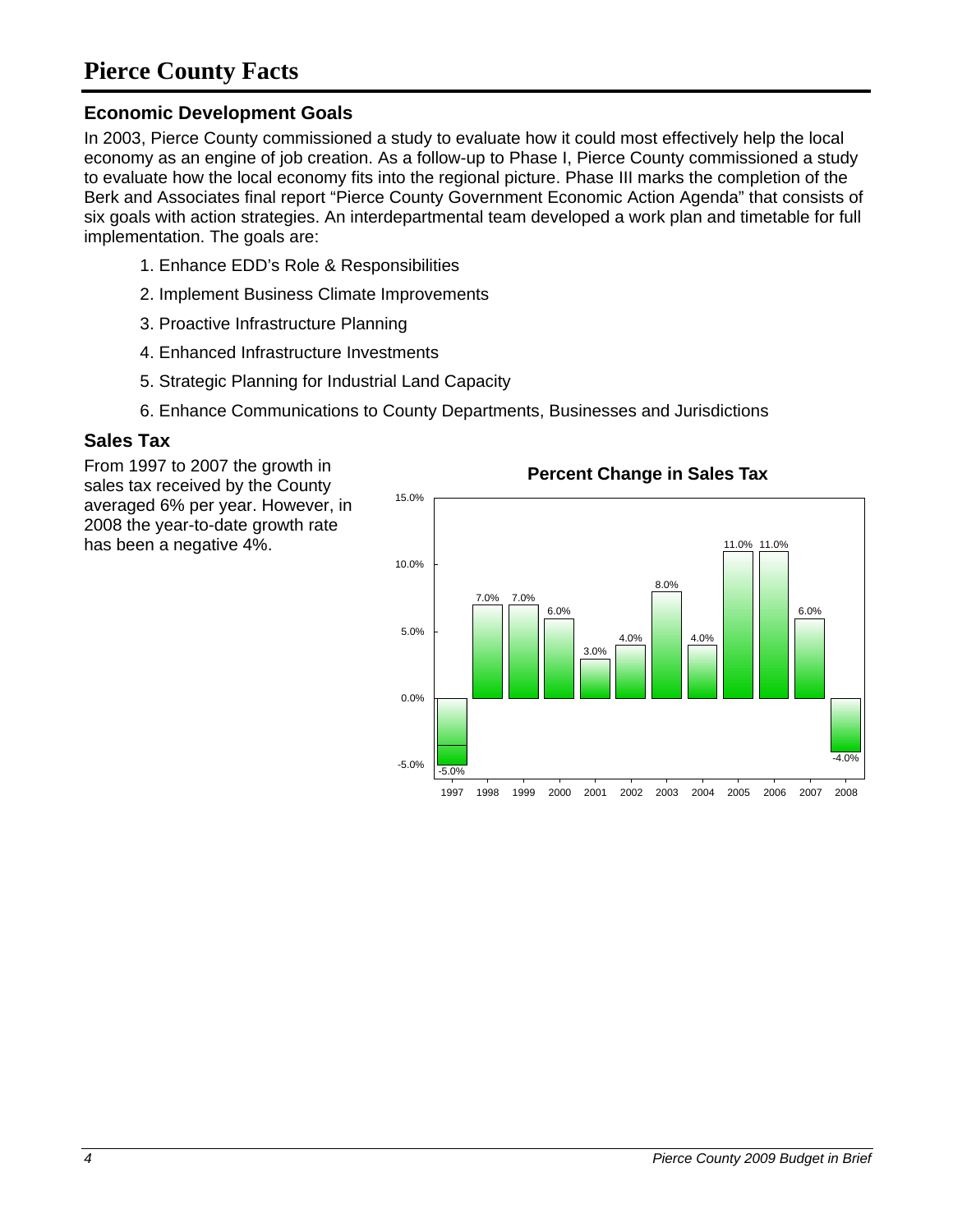# Pierce County Facts

## Economic Development Goals

In 2003, Pierce County commissioned a study to evaluate how it could most effectively help the local economy as an engine of job creation. As a follow-up to Phase I, Pierce County commissioned a study to evaluate how the local economy fits into the regional picture. Phase III marks the completion of the Berk and Associates final report "Pierce County Government Economic Action Agenda" that consists of six goals with action strategies. An interdepartmental team developed a work plan and timetable for full implementation. The goals are:

1. Enhance EDD's Role & Responsibilities
2. Implement Business Climate Improvements
3. Proactive Infrastructure Planning
4. Enhanced Infrastructure Investments
5. Strategic Planning for Industrial Land Capacity
6. Enhance Communications to County Departments, Businesses and Jurisdictions

## Sales Tax

From 1997 to 2007 the growth in sales tax received by the County averaged 6% per year. However, in 2008 the year-to-date growth rate has been a negative 4%.

**Percent Change in Sales Tax**

| Year | Percent Change |
|---|---|
| 1997 | -5.0% |
| 1998 | 7.0% |
| 1999 | 7.0% |
| 2000 | 6.0% |
| 2001 | 3.0% |
| 2002 | 4.0% |
| 2003 | 8.0% |
| 2004 | 4.0% |
| 2005 | 11.0% |
| 2006 | 11.0% |
| 2007 | 6.0% |
| 2008 | -4.0% |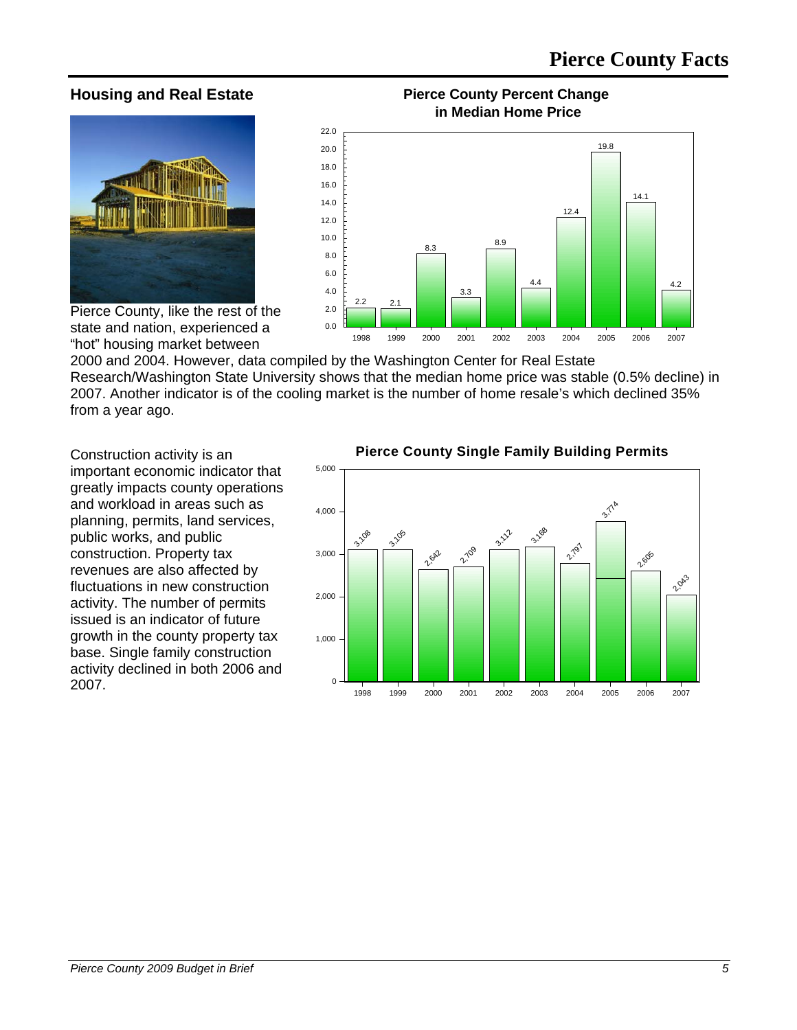## Housing and Real Estate

**Pierce County Percent Change in Median Home Price**

| Year | Percent Change |
|---|---|
| 1998 | 2.2 |
| 1999 | 2.1 |
| 2000 | 8.3 |
| 2001 | 3.3 |
| 2002 | 8.9 |
| 2003 | 4.4 |
| 2004 | 12.4 |
| 2005 | 19.8 |
| 2006 | 14.1 |
| 2007 | 4.2 |

Pierce County, like the rest of the state and nation, experienced a "hot" housing market between 2000 and 2004. However, data compiled by the Washington Center for Real Estate Research/Washington State University shows that the median home price was stable (0.5% decline) in 2007. Another indicator is of the cooling market is the number of home resale's which declined 35% from a year ago.

Construction activity is an important economic indicator that greatly impacts county operations and workload in areas such as planning, permits, land services, public works, and public construction. Property tax revenues are also affected by fluctuations in new construction activity. The number of permits issued is an indicator of future growth in the county property tax base. Single family construction activity declined in both 2006 and 2007.

**Pierce County Single Family Building Permits**

| Year | Permits |
|---|---|
| 1998 | 3,108 |
| 1999 | 3,105 |
| 2000 | 2,642 |
| 2001 | 2,709 |
| 2002 | 3,112 |
| 2003 | 3,168 |
| 2004 | 2,797 |
| 2005 | 3,774 |
| 2006 | 2,605 |
| 2007 | 2,043 |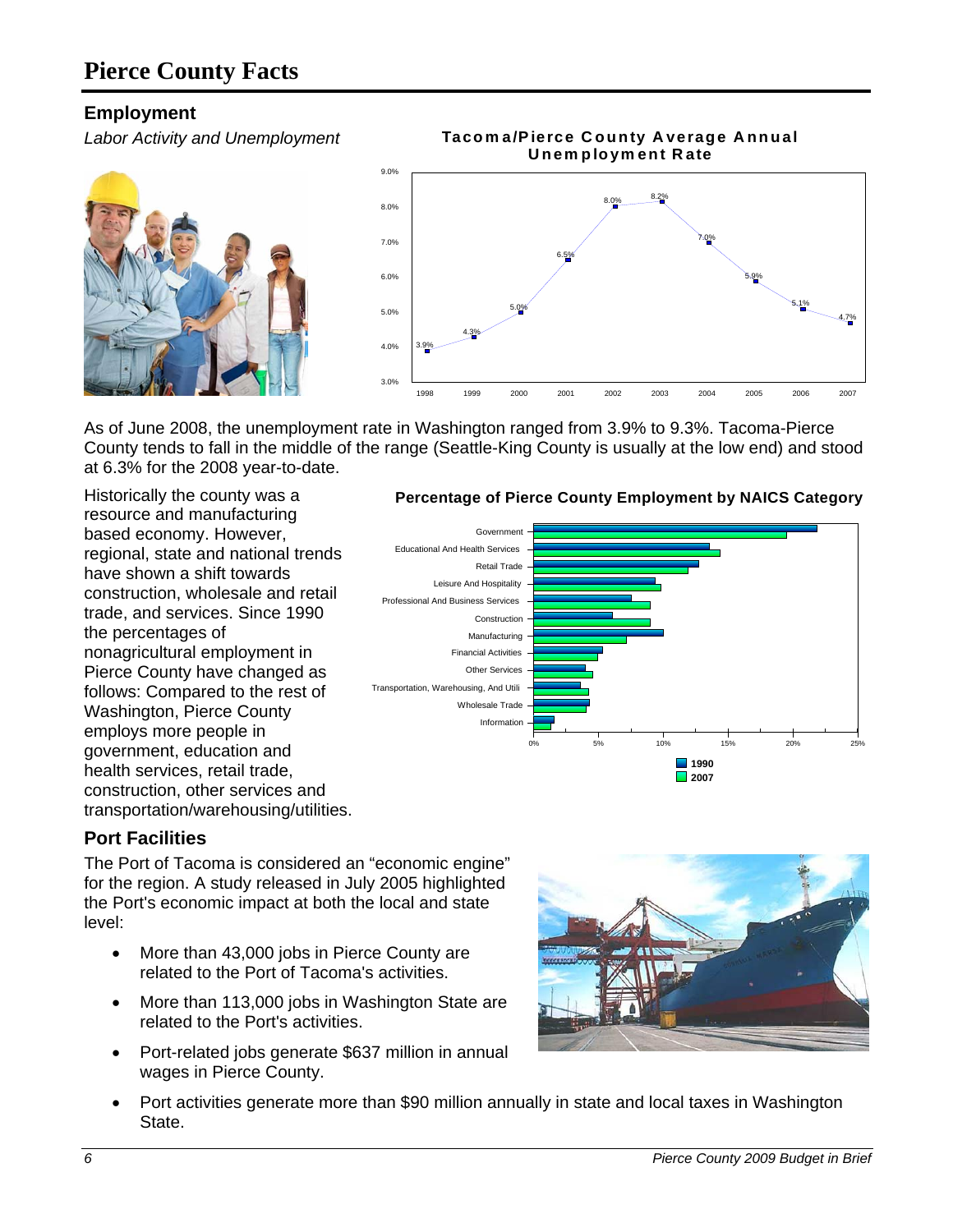# Pierce County Facts

## Employment

*Labor Activity and Unemployment*

**Tacoma/Pierce County Average Annual Unemployment Rate**

| Year | Rate |
|---|---|
| 1998 | 3.9% |
| 1999 | 4.3% |
| 2000 | 5.0% |
| 2001 | 6.5% |
| 2002 | 8.0% |
| 2003 | 8.2% |
| 2004 | 7.0% |
| 2005 | 5.9% |
| 2006 | 5.1% |
| 2007 | 4.7% |

As of June 2008, the unemployment rate in Washington ranged from 3.9% to 9.3%. Tacoma-Pierce County tends to fall in the middle of the range (Seattle-King County is usually at the low end) and stood at 6.3% for the 2008 year-to-date.

Historically the county was a resource and manufacturing based economy. However, regional, state and national trends have shown a shift towards construction, wholesale and retail trade, and services. Since 1990 the percentages of nonagricultural employment in Pierce County have changed as follows: Compared to the rest of Washington, Pierce County employs more people in government, education and health services, retail trade, construction, other services and transportation/warehousing/utilities.

**Percentage of Pierce County Employment by NAICS Category**

Categories: Government; Educational And Health Services; Retail Trade; Leisure And Hospitality; Professional And Business Services; Construction; Manufacturing; Financial Activities; Other Services; Transportation, Warehousing, And Utili; Wholesale Trade; Information

Legend: 1990, 2007

## Port Facilities

The Port of Tacoma is considered an "economic engine" for the region. A study released in July 2005 highlighted the Port's economic impact at both the local and state level:

- More than 43,000 jobs in Pierce County are related to the Port of Tacoma's activities.
- More than 113,000 jobs in Washington State are related to the Port's activities.
- Port-related jobs generate $637 million in annual wages in Pierce County.
- Port activities generate more than $90 million annually in state and local taxes in Washington State.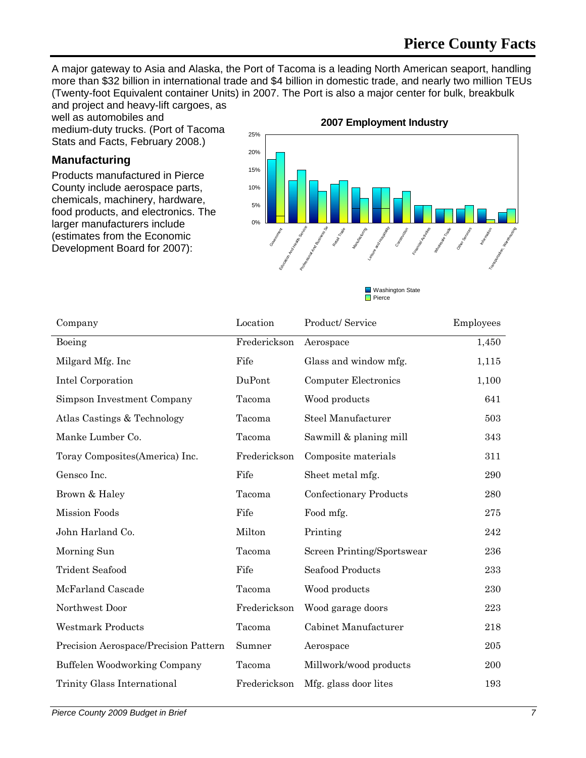# Pierce County Facts

A major gateway to Asia and Alaska, the Port of Tacoma is a leading North American seaport, handling more than $32 billion in international trade and $4 billion in domestic trade, and nearly two million TEUs (Twenty-foot Equivalent container Units) in 2007. The Port is also a major center for bulk, breakbulk and project and heavy-lift cargoes, as well as automobiles and medium-duty trucks. (Port of Tacoma Stats and Facts, February 2008.)

## Manufacturing

Products manufactured in Pierce County include aerospace parts, chemicals, machinery, hardware, food products, and electronics. The larger manufacturers include (estimates from the Economic Development Board for 2007):

**2007 Employment Industry**

| Company | Location | Product/ Service | Employees |
|---|---|---|---|
| Boeing | Frederickson | Aerospace | 1,450 |
| Milgard Mfg. Inc | Fife | Glass and window mfg. | 1,115 |
| Intel Corporation | DuPont | Computer Electronics | 1,100 |
| Simpson Investment Company | Tacoma | Wood products | 641 |
| Atlas Castings & Technology | Tacoma | Steel Manufacturer | 503 |
| Manke Lumber Co. | Tacoma | Sawmill & planing mill | 343 |
| Toray Composites(America) Inc. | Frederickson | Composite materials | 311 |
| Gensco Inc. | Fife | Sheet metal mfg. | 290 |
| Brown & Haley | Tacoma | Confectionary Products | 280 |
| Mission Foods | Fife | Food mfg. | 275 |
| John Harland Co. | Milton | Printing | 242 |
| Morning Sun | Tacoma | Screen Printing/Sportswear | 236 |
| Trident Seafood | Fife | Seafood Products | 233 |
| McFarland Cascade | Tacoma | Wood products | 230 |
| Northwest Door | Frederickson | Wood garage doors | 223 |
| Westmark Products | Tacoma | Cabinet Manufacturer | 218 |
| Precision Aerospace/Precision Pattern | Sumner | Aerospace | 205 |
| Buffelen Woodworking Company | Tacoma | Millwork/wood products | 200 |
| Trinity Glass International | Frederickson | Mfg. glass door lites | 193 |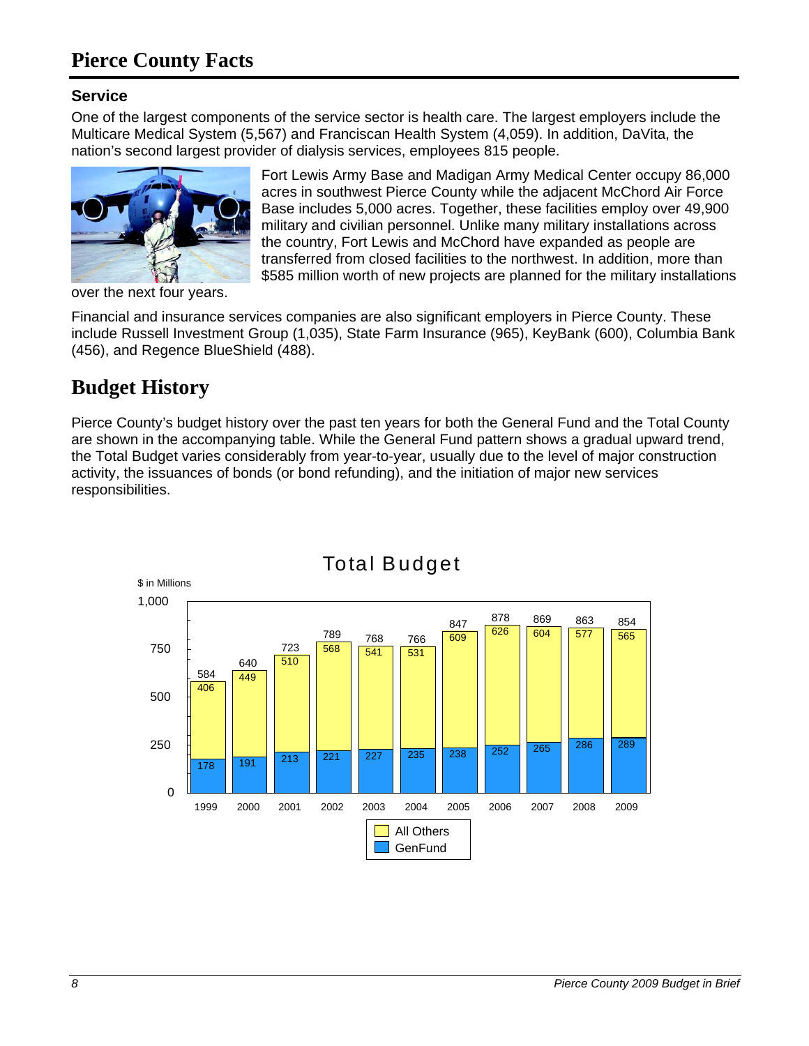# Pierce County Facts

### Service

One of the largest components of the service sector is health care. The largest employers include the Multicare Medical System (5,567) and Franciscan Health System (4,059). In addition, DaVita, the nation's second largest provider of dialysis services, employees 815 people.

Fort Lewis Army Base and Madigan Army Medical Center occupy 86,000 acres in southwest Pierce County while the adjacent McChord Air Force Base includes 5,000 acres. Together, these facilities employ over 49,900 military and civilian personnel. Unlike many military installations across the country, Fort Lewis and McChord have expanded as people are transferred from closed facilities to the northwest. In addition, more than $585 million worth of new projects are planned for the military installations over the next four years.

Financial and insurance services companies are also significant employers in Pierce County. These include Russell Investment Group (1,035), State Farm Insurance (965), KeyBank (600), Columbia Bank (456), and Regence BlueShield (488).

## Budget History

Pierce County's budget history over the past ten years for both the General Fund and the Total County are shown in the accompanying table. While the General Fund pattern shows a gradual upward trend, the Total Budget varies considerably from year-to-year, usually due to the level of major construction activity, the issuances of bonds (or bond refunding), and the initiation of major new services responsibilities.

**Total Budget** ($ in Millions)

| Year | GenFund | All Others | Total |
|---|---|---|---|
| 1999 | 178 | 406 | 584 |
| 2000 | 191 | 449 | 640 |
| 2001 | 213 | 510 | 723 |
| 2002 | 221 | 568 | 789 |
| 2003 | 227 | 541 | 768 |
| 2004 | 235 | 531 | 766 |
| 2005 | 238 | 609 | 847 |
| 2006 | 252 | 626 | 878 |
| 2007 | 265 | 604 | 869 |
| 2008 | 286 | 577 | 863 |
| 2009 | 289 | 565 | 854 |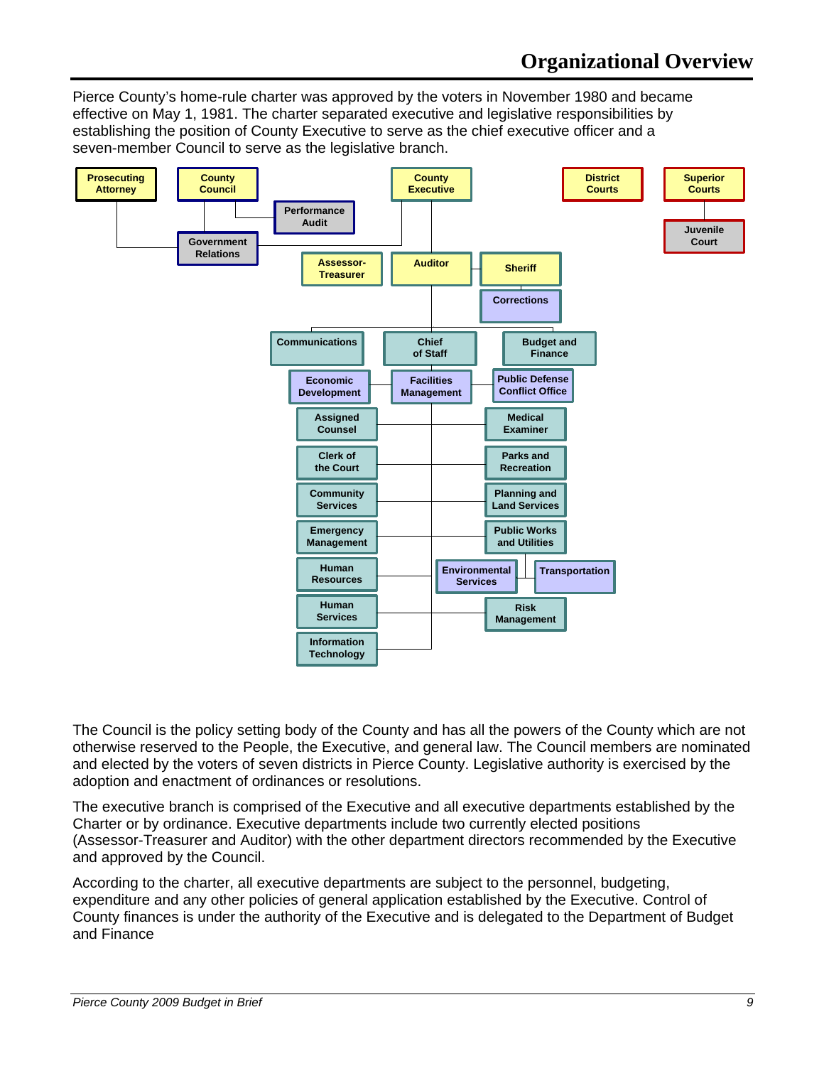# Organizational Overview

Pierce County's home-rule charter was approved by the voters in November 1980 and became effective on May 1, 1981. The charter separated executive and legislative responsibilities by establishing the position of County Executive to serve as the chief executive officer and a seven-member Council to serve as the legislative branch.

Prosecuting Attorney

County Council

Performance Audit

Government Relations

County Executive

District Courts

Superior Courts

Juvenile Court

Assessor-Treasurer

Auditor

Sheriff

Corrections

Communications

Chief of Staff

Budget and Finance

Economic Development

Facilities Management

Public Defense Conflict Office

Assigned Counsel

Medical Examiner

Clerk of the Court

Parks and Recreation

Community Services

Planning and Land Services

Emergency Management

Public Works and Utilities

Human Resources

Environmental Services

Transportation

Human Services

Risk Management

Information Technology

The Council is the policy setting body of the County and has all the powers of the County which are not otherwise reserved to the People, the Executive, and general law. The Council members are nominated and elected by the voters of seven districts in Pierce County. Legislative authority is exercised by the adoption and enactment of ordinances or resolutions.

The executive branch is comprised of the Executive and all executive departments established by the Charter or by ordinance. Executive departments include two currently elected positions (Assessor-Treasurer and Auditor) with the other department directors recommended by the Executive and approved by the Council.

According to the charter, all executive departments are subject to the personnel, budgeting, expenditure and any other policies of general application established by the Executive. Control of County finances is under the authority of the Executive and is delegated to the Department of Budget and Finance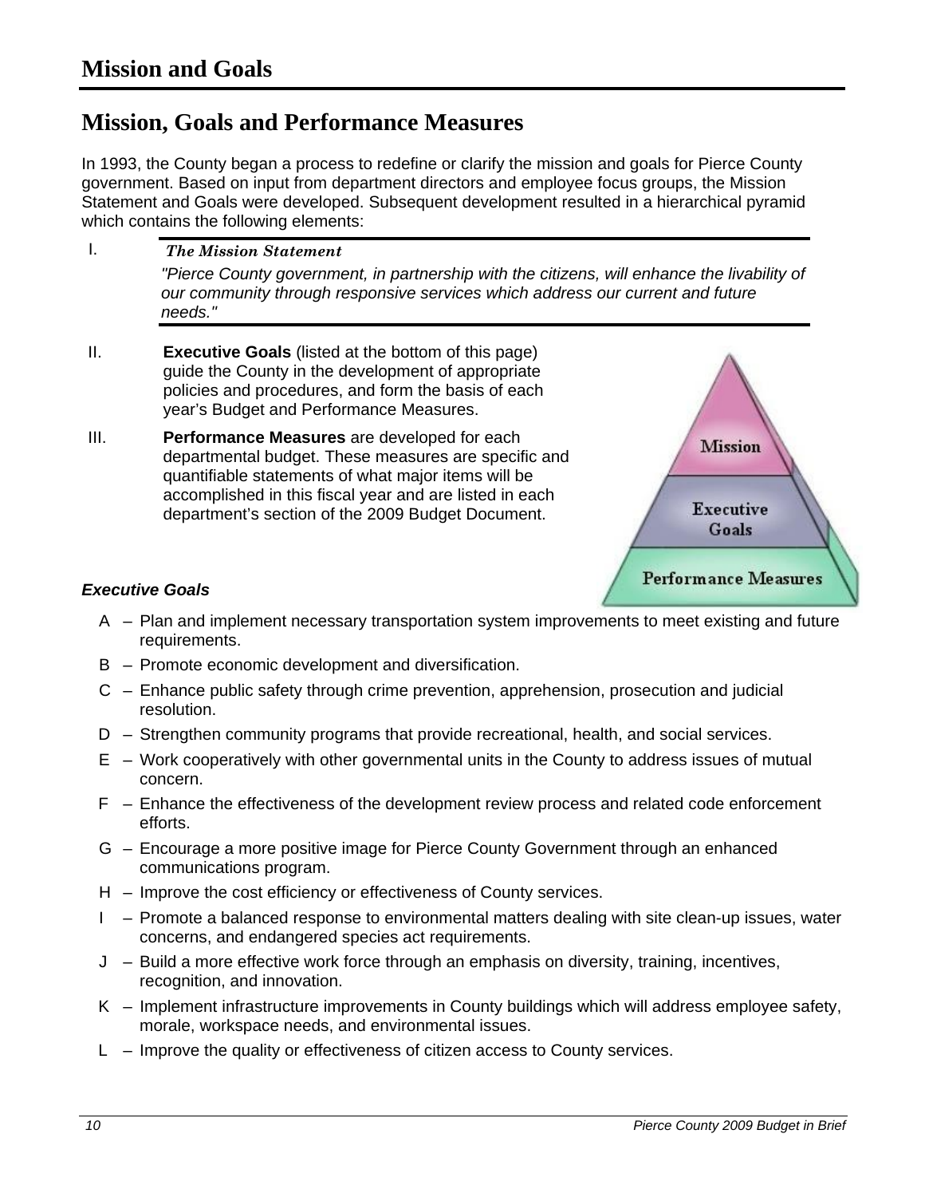# Mission and Goals

## Mission, Goals and Performance Measures

In 1993, the County began a process to redefine or clarify the mission and goals for Pierce County government. Based on input from department directors and employee focus groups, the Mission Statement and Goals were developed. Subsequent development resulted in a hierarchical pyramid which contains the following elements:

I. ***The Mission Statement***

*"Pierce County government, in partnership with the citizens, will enhance the livability of our community through responsive services which address our current and future needs."*

II. **Executive Goals** (listed at the bottom of this page) guide the County in the development of appropriate policies and procedures, and form the basis of each year's Budget and Performance Measures.

III. **Performance Measures** are developed for each departmental budget. These measures are specific and quantifiable statements of what major items will be accomplished in this fiscal year and are listed in each department's section of the 2009 Budget Document.

Mission

Executive Goals

Performance Measures

### *Executive Goals*

- A – Plan and implement necessary transportation system improvements to meet existing and future requirements.
- B – Promote economic development and diversification.
- C – Enhance public safety through crime prevention, apprehension, prosecution and judicial resolution.
- D – Strengthen community programs that provide recreational, health, and social services.
- E – Work cooperatively with other governmental units in the County to address issues of mutual concern.
- F – Enhance the effectiveness of the development review process and related code enforcement efforts.
- G – Encourage a more positive image for Pierce County Government through an enhanced communications program.
- H – Improve the cost efficiency or effectiveness of County services.
- I – Promote a balanced response to environmental matters dealing with site clean-up issues, water concerns, and endangered species act requirements.
- J – Build a more effective work force through an emphasis on diversity, training, incentives, recognition, and innovation.
- K – Implement infrastructure improvements in County buildings which will address employee safety, morale, workspace needs, and environmental issues.
- L – Improve the quality or effectiveness of citizen access to County services.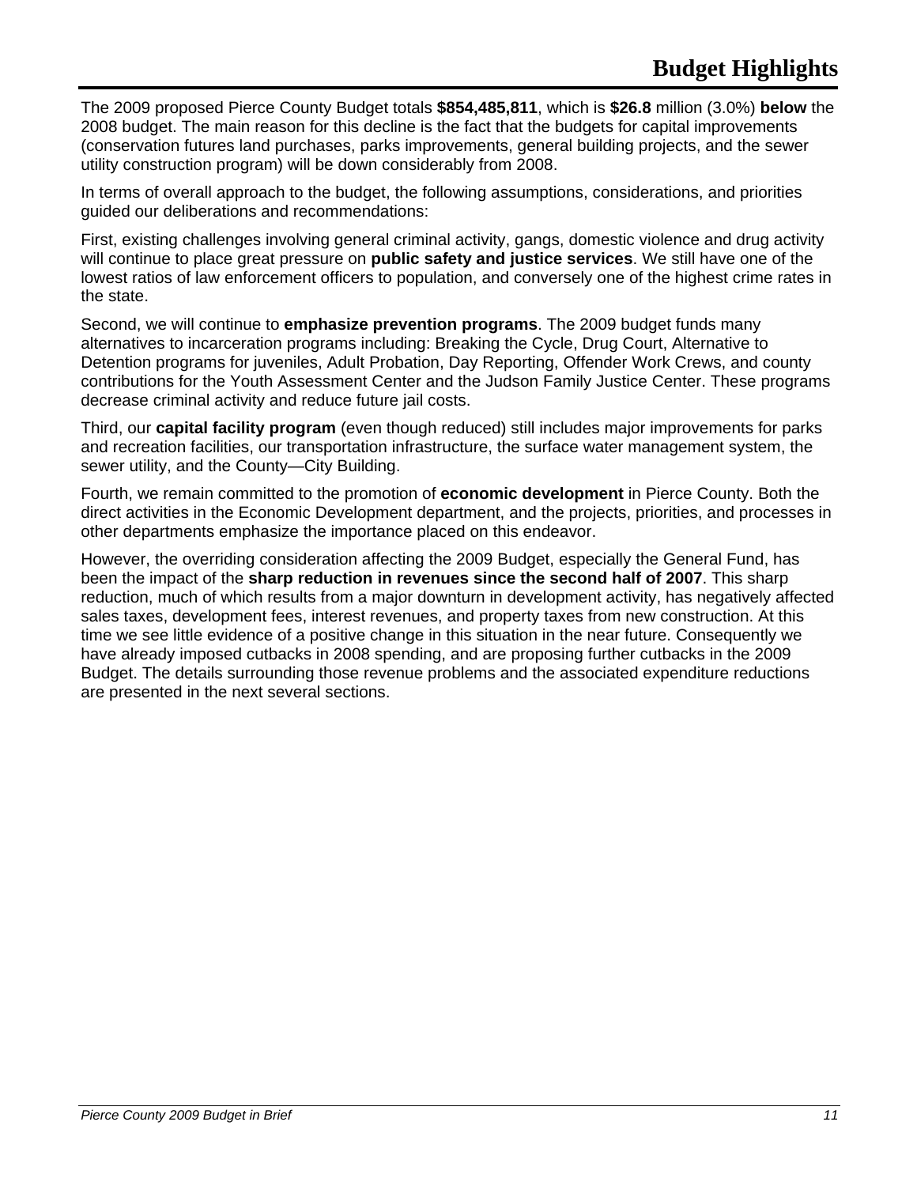# Budget Highlights

The 2009 proposed Pierce County Budget totals **$854,485,811**, which is **$26.8** million (3.0%) **below** the 2008 budget. The main reason for this decline is the fact that the budgets for capital improvements (conservation futures land purchases, parks improvements, general building projects, and the sewer utility construction program) will be down considerably from 2008.

In terms of overall approach to the budget, the following assumptions, considerations, and priorities guided our deliberations and recommendations:

First, existing challenges involving general criminal activity, gangs, domestic violence and drug activity will continue to place great pressure on **public safety and justice services**. We still have one of the lowest ratios of law enforcement officers to population, and conversely one of the highest crime rates in the state.

Second, we will continue to **emphasize prevention programs**. The 2009 budget funds many alternatives to incarceration programs including: Breaking the Cycle, Drug Court, Alternative to Detention programs for juveniles, Adult Probation, Day Reporting, Offender Work Crews, and county contributions for the Youth Assessment Center and the Judson Family Justice Center. These programs decrease criminal activity and reduce future jail costs.

Third, our **capital facility program** (even though reduced) still includes major improvements for parks and recreation facilities, our transportation infrastructure, the surface water management system, the sewer utility, and the County—City Building.

Fourth, we remain committed to the promotion of **economic development** in Pierce County. Both the direct activities in the Economic Development department, and the projects, priorities, and processes in other departments emphasize the importance placed on this endeavor.

However, the overriding consideration affecting the 2009 Budget, especially the General Fund, has been the impact of the **sharp reduction in revenues since the second half of 2007**. This sharp reduction, much of which results from a major downturn in development activity, has negatively affected sales taxes, development fees, interest revenues, and property taxes from new construction. At this time we see little evidence of a positive change in this situation in the near future. Consequently we have already imposed cutbacks in 2008 spending, and are proposing further cutbacks in the 2009 Budget. The details surrounding those revenue problems and the associated expenditure reductions are presented in the next several sections.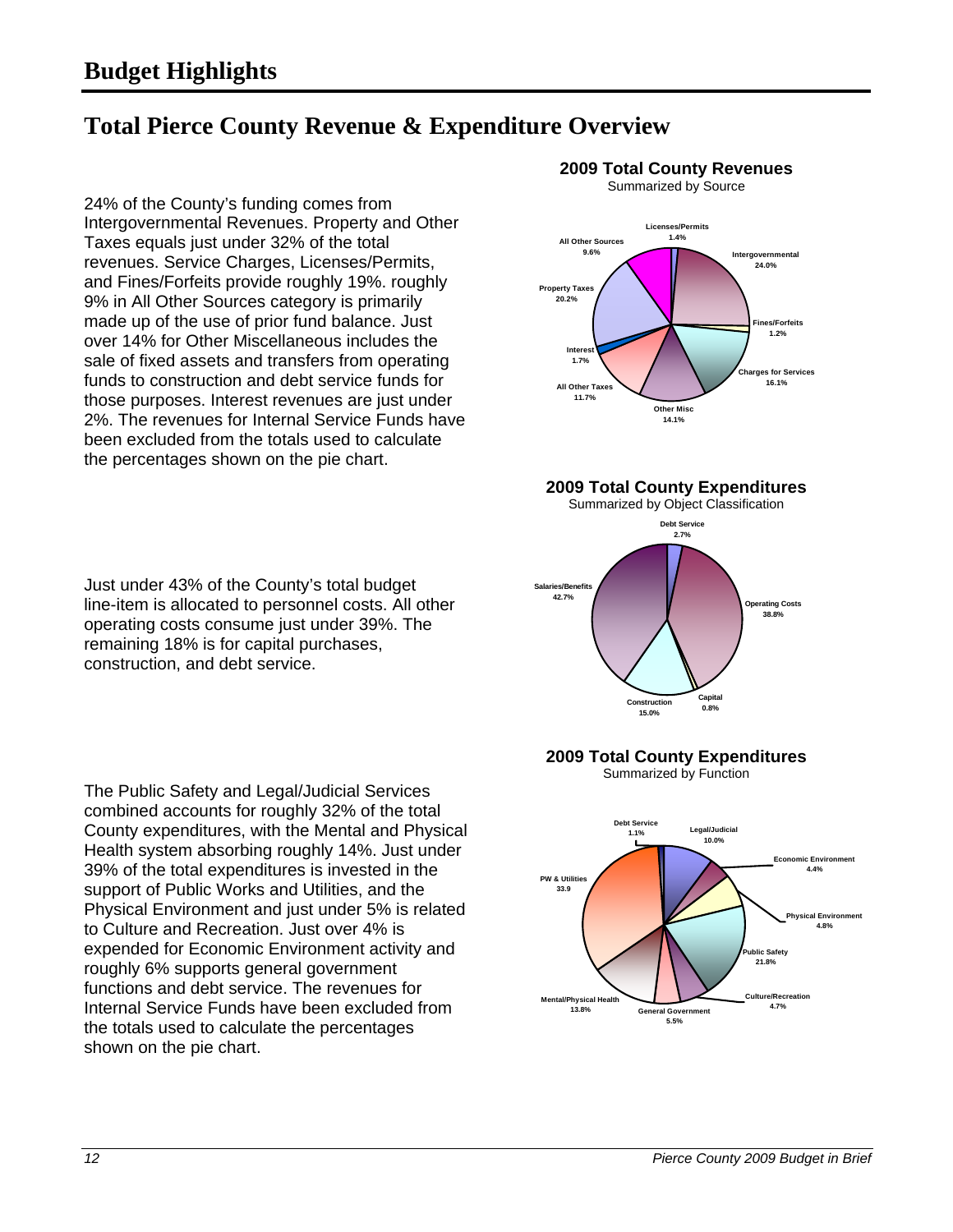# Budget Highlights

## Total Pierce County Revenue & Expenditure Overview

24% of the County's funding comes from Intergovernmental Revenues. Property and Other Taxes equals just under 32% of the total revenues. Service Charges, Licenses/Permits, and Fines/Forfeits provide roughly 19%. roughly 9% in All Other Sources category is primarily made up of the use of prior fund balance. Just over 14% for Other Miscellaneous includes the sale of fixed assets and transfers from operating funds to construction and debt service funds for those purposes. Interest revenues are just under 2%. The revenues for Internal Service Funds have been excluded from the totals used to calculate the percentages shown on the pie chart.

**2009 Total County Revenues**
Summarized by Source

| Source | Percent |
|---|---|
| Licenses/Permits | 1.4% |
| Intergovernmental | 24.0% |
| Fines/Forfeits | 1.2% |
| Charges for Services | 16.1% |
| Other Misc | 14.1% |
| All Other Taxes | 11.7% |
| Interest | 1.7% |
| Property Taxes | 20.2% |
| All Other Sources | 9.6% |

Just under 43% of the County's total budget line-item is allocated to personnel costs. All other operating costs consume just under 39%. The remaining 18% is for capital purchases, construction, and debt service.

**2009 Total County Expenditures**
Summarized by Object Classification

| Object Classification | Percent |
|---|---|
| Debt Service | 2.7% |
| Operating Costs | 38.8% |
| Capital | 0.8% |
| Construction | 15.0% |
| Salaries/Benefits | 42.7% |

The Public Safety and Legal/Judicial Services combined accounts for roughly 32% of the total County expenditures, with the Mental and Physical Health system absorbing roughly 14%. Just under 39% of the total expenditures is invested in the support of Public Works and Utilities, and the Physical Environment and just under 5% is related to Culture and Recreation. Just over 4% is expended for Economic Environment activity and roughly 6% supports general government functions and debt service. The revenues for Internal Service Funds have been excluded from the totals used to calculate the percentages shown on the pie chart.

**2009 Total County Expenditures**
Summarized by Function

| Function | Percent |
|---|---|
| Debt Service | 1.1% |
| Legal/Judicial | 10.0% |
| Economic Environment | 4.4% |
| Physical Environment | 4.8% |
| Public Safety | 21.8% |
| Culture/Recreation | 4.7% |
| General Government | 5.5% |
| Mental/Physical Health | 13.8% |
| PW & Utilities | 33.9 |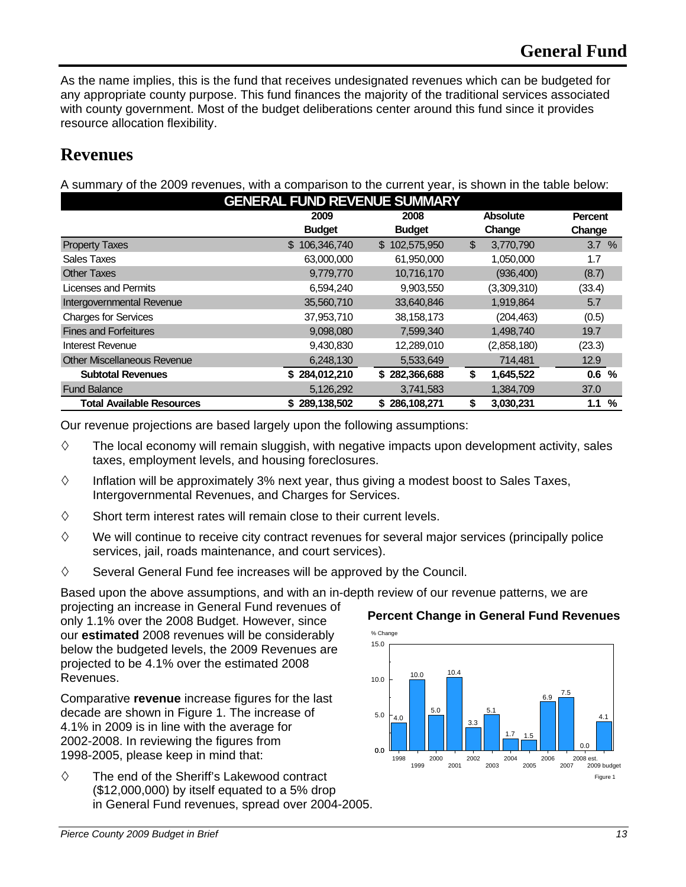# General Fund

As the name implies, this is the fund that receives undesignated revenues which can be budgeted for any appropriate county purpose. This fund finances the majority of the traditional services associated with county government. Most of the budget deliberations center around this fund since it provides resource allocation flexibility.

## Revenues

A summary of the 2009 revenues, with a comparison to the current year, is shown in the table below:

**GENERAL FUND REVENUE SUMMARY**

| | 2009 Budget | 2008 Budget | Absolute Change | Percent Change |
|---|---|---|---|---|
| Property Taxes | $ 106,346,740 | $ 102,575,950 | $ 3,770,790 | 3.7 % |
| Sales Taxes | 63,000,000 | 61,950,000 | 1,050,000 | 1.7 |
| Other Taxes | 9,779,770 | 10,716,170 | (936,400) | (8.7) |
| Licenses and Permits | 6,594,240 | 9,903,550 | (3,309,310) | (33.4) |
| Intergovernmental Revenue | 35,560,710 | 33,640,846 | 1,919,864 | 5.7 |
| Charges for Services | 37,953,710 | 38,158,173 | (204,463) | (0.5) |
| Fines and Forfeitures | 9,098,080 | 7,599,340 | 1,498,740 | 19.7 |
| Interest Revenue | 9,430,830 | 12,289,010 | (2,858,180) | (23.3) |
| Other Miscellaneous Revenue | 6,248,130 | 5,533,649 | 714,481 | 12.9 |
| **Subtotal Revenues** | **$ 284,012,210** | **$ 282,366,688** | **$ 1,645,522** | **0.6 %** |
| Fund Balance | 5,126,292 | 3,741,583 | 1,384,709 | 37.0 |
| **Total Available Resources** | **$ 289,138,502** | **$ 286,108,271** | **$ 3,030,231** | **1.1 %** |

Our revenue projections are based largely upon the following assumptions:

- ◊ The local economy will remain sluggish, with negative impacts upon development activity, sales taxes, employment levels, and housing foreclosures.
- ◊ Inflation will be approximately 3% next year, thus giving a modest boost to Sales Taxes, Intergovernmental Revenues, and Charges for Services.
- ◊ Short term interest rates will remain close to their current levels.
- ◊ We will continue to receive city contract revenues for several major services (principally police services, jail, roads maintenance, and court services).
- ◊ Several General Fund fee increases will be approved by the Council.

Based upon the above assumptions, and with an in-depth review of our revenue patterns, we are projecting an increase in General Fund revenues of only 1.1% over the 2008 Budget. However, since our **estimated** 2008 revenues will be considerably below the budgeted levels, the 2009 Revenues are projected to be 4.1% over the estimated 2008 Revenues.

Comparative **revenue** increase figures for the last decade are shown in Figure 1. The increase of 4.1% in 2009 is in line with the average for 2002-2008. In reviewing the figures from 1998-2005, please keep in mind that:

- ◊ The end of the Sheriff's Lakewood contract ($12,000,000) by itself equated to a 5% drop in General Fund revenues, spread over 2004-2005.

**Percent Change in General Fund Revenues**

| Year | % Change |
|---|---|
| 1998 | 4.0 |
| 1999 | 10.0 |
| 2000 | 5.0 |
| 2001 | 10.4 |
| 2002 | 3.3 |
| 2003 | 5.1 |
| 2004 | 1.7 |
| 2005 | 1.5 |
| 2006 | 6.9 |
| 2007 | 7.5 |
| 2008 est. | 0.0 |
| 2009 budget | 4.1 |

Figure 1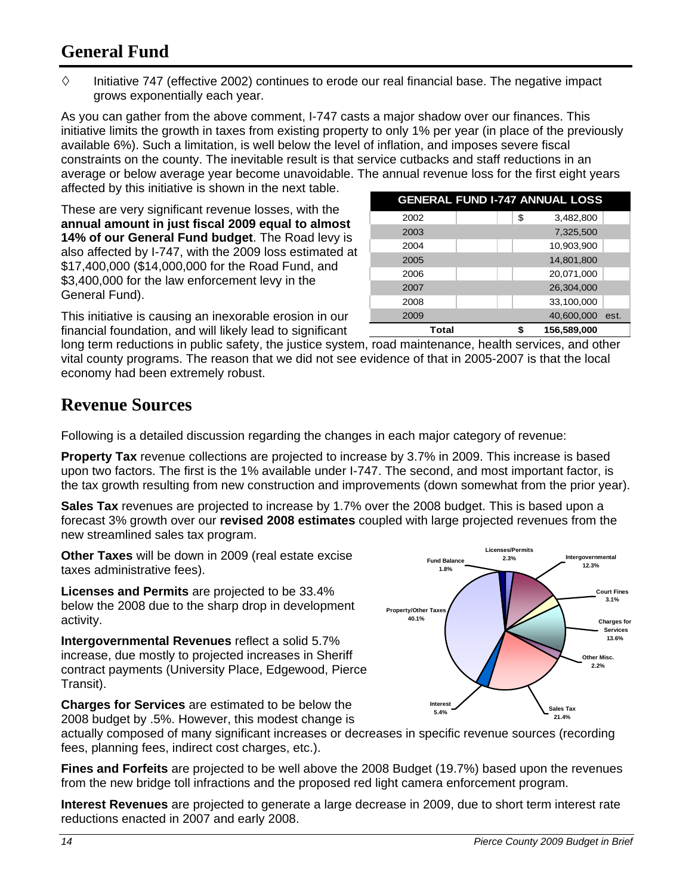# General Fund

◊ Initiative 747 (effective 2002) continues to erode our real financial base. The negative impact grows exponentially each year.

As you can gather from the above comment, I-747 casts a major shadow over our finances. This initiative limits the growth in taxes from existing property to only 1% per year (in place of the previously available 6%). Such a limitation, is well below the level of inflation, and imposes severe fiscal constraints on the county. The inevitable result is that service cutbacks and staff reductions in an average or below average year become unavoidable. The annual revenue loss for the first eight years affected by this initiative is shown in the next table.

| GENERAL FUND I-747 ANNUAL LOSS | | |
|---|---|---|
| 2002 | $ 3,482,800 | |
| 2003 | 7,325,500 | |
| 2004 | 10,903,900 | |
| 2005 | 14,801,800 | |
| 2006 | 20,071,000 | |
| 2007 | 26,304,000 | |
| 2008 | 33,100,000 | |
| 2009 | 40,600,000 | est. |
| **Total** | **$ 156,589,000** | |

These are very significant revenue losses, with the **annual amount in just fiscal 2009 equal to almost 14% of our General Fund budget**. The Road levy is also affected by I-747, with the 2009 loss estimated at $17,400,000 ($14,000,000 for the Road Fund, and $3,400,000 for the law enforcement levy in the General Fund).

This initiative is causing an inexorable erosion in our financial foundation, and will likely lead to significant long term reductions in public safety, the justice system, road maintenance, health services, and other vital county programs. The reason that we did not see evidence of that in 2005-2007 is that the local economy had been extremely robust.

# Revenue Sources

Following is a detailed discussion regarding the changes in each major category of revenue:

**Property Tax** revenue collections are projected to increase by 3.7% in 2009. This increase is based upon two factors. The first is the 1% available under I-747. The second, and most important factor, is the tax growth resulting from new construction and improvements (down somewhat from the prior year).

**Sales Tax** revenues are projected to increase by 1.7% over the 2008 budget. This is based upon a forecast 3% growth over our **revised 2008 estimates** coupled with large projected revenues from the new streamlined sales tax program.

**Other Taxes** will be down in 2009 (real estate excise taxes administrative fees).

**Licenses and Permits** are projected to be 33.4% below the 2008 due to the sharp drop in development activity.

**Intergovernmental Revenues** reflect a solid 5.7% increase, due mostly to projected increases in Sheriff contract payments (University Place, Edgewood, Pierce Transit).

Licenses/Permits 2.3%; Intergovernmental 12.3%; Court Fines 3.1%; Charges for Services 13.6%; Other Misc. 2.2%; Sales Tax 21.4%; Interest 5.4%; Property/Other Taxes 40.1%; Fund Balance 1.8%

**Charges for Services** are estimated to be below the 2008 budget by .5%. However, this modest change is actually composed of many significant increases or decreases in specific revenue sources (recording fees, planning fees, indirect cost charges, etc.).

**Fines and Forfeits** are projected to be well above the 2008 Budget (19.7%) based upon the revenues from the new bridge toll infractions and the proposed red light camera enforcement program.

**Interest Revenues** are projected to generate a large decrease in 2009, due to short term interest rate reductions enacted in 2007 and early 2008.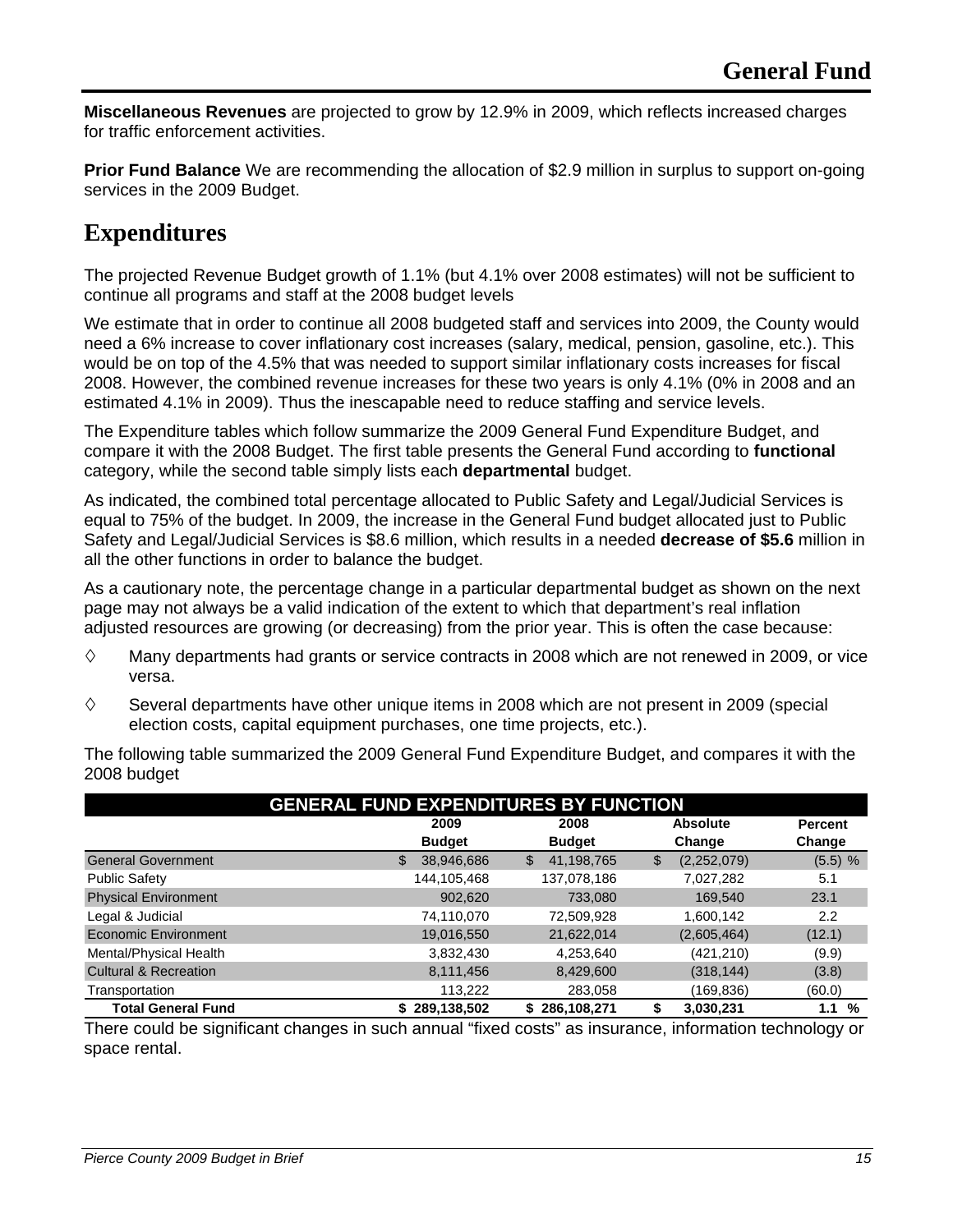**Miscellaneous Revenues** are projected to grow by 12.9% in 2009, which reflects increased charges for traffic enforcement activities.

**Prior Fund Balance** We are recommending the allocation of $2.9 million in surplus to support on-going services in the 2009 Budget.

## Expenditures

The projected Revenue Budget growth of 1.1% (but 4.1% over 2008 estimates) will not be sufficient to continue all programs and staff at the 2008 budget levels

We estimate that in order to continue all 2008 budgeted staff and services into 2009, the County would need a 6% increase to cover inflationary cost increases (salary, medical, pension, gasoline, etc.). This would be on top of the 4.5% that was needed to support similar inflationary costs increases for fiscal 2008. However, the combined revenue increases for these two years is only 4.1% (0% in 2008 and an estimated 4.1% in 2009). Thus the inescapable need to reduce staffing and service levels.

The Expenditure tables which follow summarize the 2009 General Fund Expenditure Budget, and compare it with the 2008 Budget. The first table presents the General Fund according to **functional** category, while the second table simply lists each **departmental** budget.

As indicated, the combined total percentage allocated to Public Safety and Legal/Judicial Services is equal to 75% of the budget. In 2009, the increase in the General Fund budget allocated just to Public Safety and Legal/Judicial Services is $8.6 million, which results in a needed **decrease of $5.6** million in all the other functions in order to balance the budget.

As a cautionary note, the percentage change in a particular departmental budget as shown on the next page may not always be a valid indication of the extent to which that department's real inflation adjusted resources are growing (or decreasing) from the prior year. This is often the case because:

- ◊ Many departments had grants or service contracts in 2008 which are not renewed in 2009, or vice versa.
- ◊ Several departments have other unique items in 2008 which are not present in 2009 (special election costs, capital equipment purchases, one time projects, etc.).

The following table summarized the 2009 General Fund Expenditure Budget, and compares it with the 2008 budget

**GENERAL FUND EXPENDITURES BY FUNCTION**

| | 2009 Budget | 2008 Budget | Absolute Change | Percent Change |
|---|---|---|---|---|
| General Government | $ 38,946,686 | $ 41,198,765 | $ (2,252,079) | (5.5) % |
| Public Safety | 144,105,468 | 137,078,186 | 7,027,282 | 5.1 |
| Physical Environment | 902,620 | 733,080 | 169,540 | 23.1 |
| Legal & Judicial | 74,110,070 | 72,509,928 | 1,600,142 | 2.2 |
| Economic Environment | 19,016,550 | 21,622,014 | (2,605,464) | (12.1) |
| Mental/Physical Health | 3,832,430 | 4,253,640 | (421,210) | (9.9) |
| Cultural & Recreation | 8,111,456 | 8,429,600 | (318,144) | (3.8) |
| Transportation | 113,222 | 283,058 | (169,836) | (60.0) |
| **Total General Fund** | **$ 289,138,502** | **$ 286,108,271** | **$ 3,030,231** | **1.1 %** |

There could be significant changes in such annual "fixed costs" as insurance, information technology or space rental.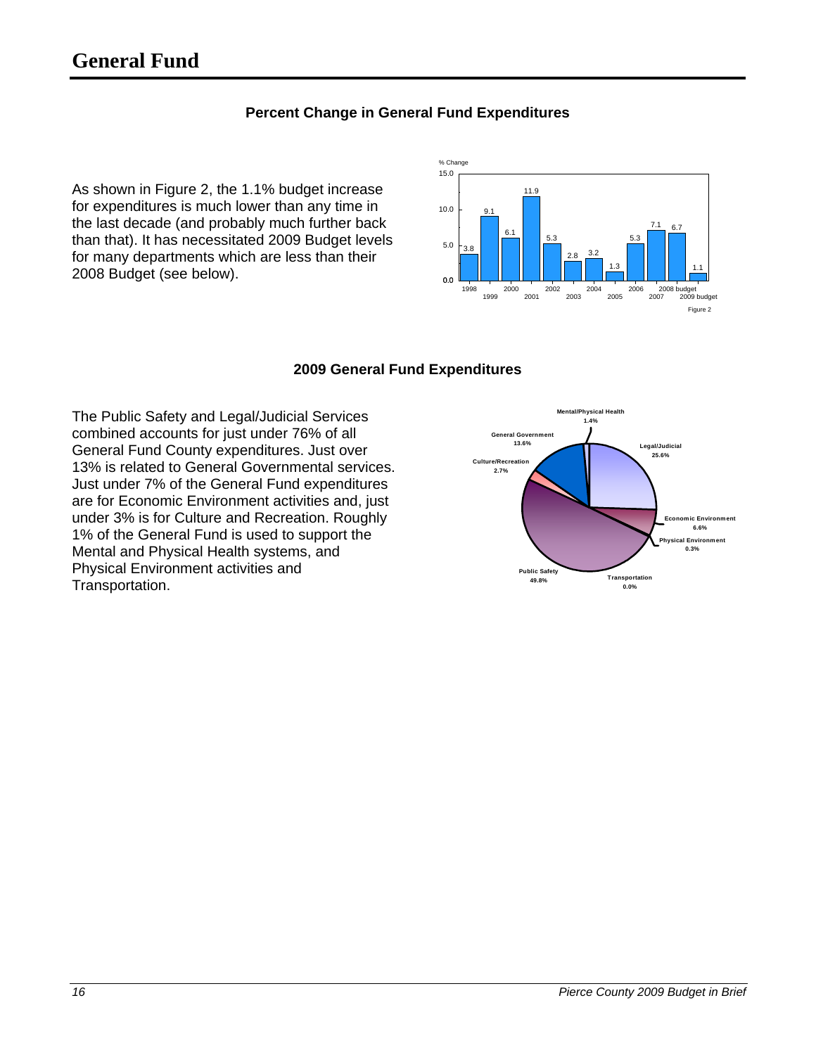# General Fund

### Percent Change in General Fund Expenditures

As shown in Figure 2, the 1.1% budget increase for expenditures is much lower than any time in the last decade (and probably much further back than that). It has necessitated 2009 Budget levels for many departments which are less than their 2008 Budget (see below).

| Year | % Change |
|---|---|
| 1998 | 3.8 |
| 1999 | 9.1 |
| 2000 | 6.1 |
| 2001 | 11.9 |
| 2002 | 5.3 |
| 2003 | 2.8 |
| 2004 | 3.2 |
| 2005 | 1.3 |
| 2006 | 5.3 |
| 2007 | 7.1 |
| 2008 budget | 6.7 |
| 2009 budget | 1.1 |

Figure 2

### 2009 General Fund Expenditures

The Public Safety and Legal/Judicial Services combined accounts for just under 76% of all General Fund County expenditures. Just over 13% is related to General Governmental services. Just under 7% of the General Fund expenditures are for Economic Environment activities and, just under 3% is for Culture and Recreation. Roughly 1% of the General Fund is used to support the Mental and Physical Health systems, and Physical Environment activities and Transportation.

| Category | Percent |
|---|---|
| Legal/Judicial | 25.6% |
| Economic Environment | 6.6% |
| Physical Environment | 0.3% |
| Transportation | 0.0% |
| Public Safety | 49.8% |
| Culture/Recreation | 2.7% |
| General Government | 13.6% |
| Mental/Physical Health | 1.4% |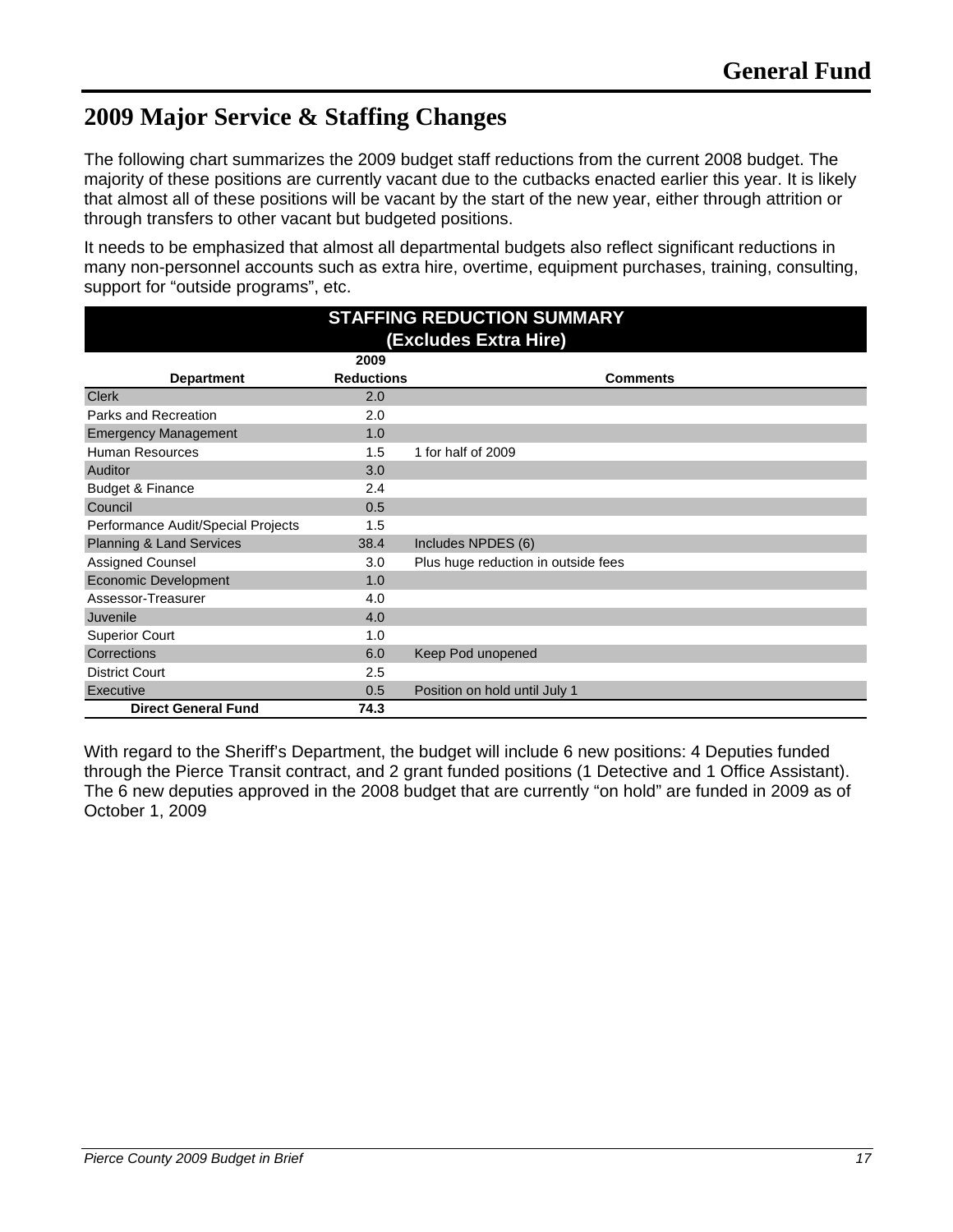## 2009 Major Service & Staffing Changes

The following chart summarizes the 2009 budget staff reductions from the current 2008 budget. The majority of these positions are currently vacant due to the cutbacks enacted earlier this year. It is likely that almost all of these positions will be vacant by the start of the new year, either through attrition or through transfers to other vacant but budgeted positions.

It needs to be emphasized that almost all departmental budgets also reflect significant reductions in many non-personnel accounts such as extra hire, overtime, equipment purchases, training, consulting, support for “outside programs”, etc.

**STAFFING REDUCTION SUMMARY (Excludes Extra Hire)**

| Department | 2009 Reductions | Comments |
|---|---|---|
| Clerk | 2.0 | |
| Parks and Recreation | 2.0 | |
| Emergency Management | 1.0 | |
| Human Resources | 1.5 | 1 for half of 2009 |
| Auditor | 3.0 | |
| Budget & Finance | 2.4 | |
| Council | 0.5 | |
| Performance Audit/Special Projects | 1.5 | |
| Planning & Land Services | 38.4 | Includes NPDES (6) |
| Assigned Counsel | 3.0 | Plus huge reduction in outside fees |
| Economic Development | 1.0 | |
| Assessor-Treasurer | 4.0 | |
| Juvenile | 4.0 | |
| Superior Court | 1.0 | |
| Corrections | 6.0 | Keep Pod unopened |
| District Court | 2.5 | |
| Executive | 0.5 | Position on hold until July 1 |
| **Direct General Fund** | **74.3** | |

With regard to the Sheriff’s Department, the budget will include 6 new positions: 4 Deputies funded through the Pierce Transit contract, and 2 grant funded positions (1 Detective and 1 Office Assistant). The 6 new deputies approved in the 2008 budget that are currently “on hold” are funded in 2009 as of October 1, 2009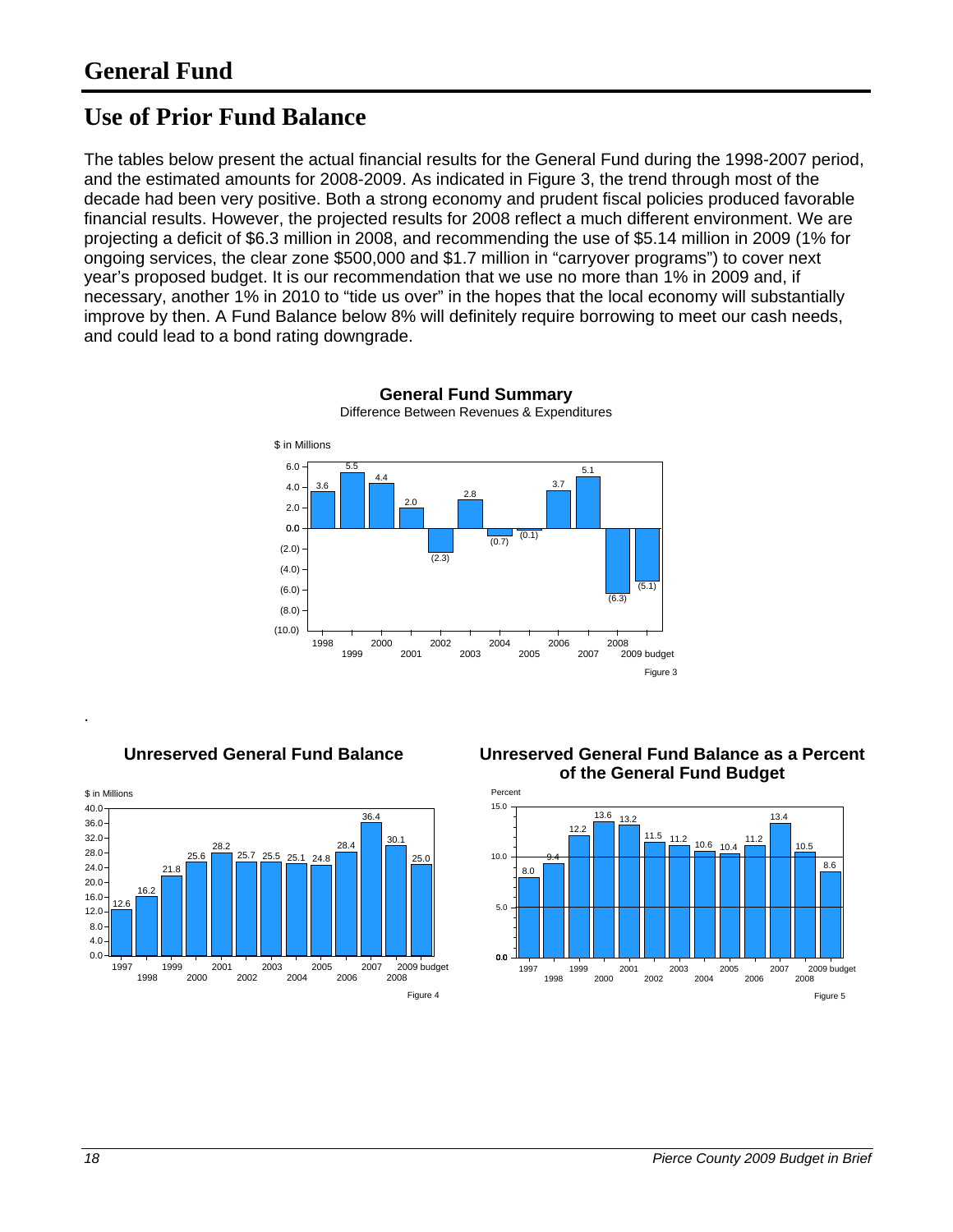# General Fund

## Use of Prior Fund Balance

The tables below present the actual financial results for the General Fund during the 1998-2007 period, and the estimated amounts for 2008-2009. As indicated in Figure 3, the trend through most of the decade had been very positive. Both a strong economy and prudent fiscal policies produced favorable financial results. However, the projected results for 2008 reflect a much different environment. We are projecting a deficit of $6.3 million in 2008, and recommending the use of $5.14 million in 2009 (1% for ongoing services, the clear zone $500,000 and $1.7 million in "carryover programs") to cover next year's proposed budget. It is our recommendation that we use no more than 1% in 2009 and, if necessary, another 1% in 2010 to "tide us over" in the hopes that the local economy will substantially improve by then. A Fund Balance below 8% will definitely require borrowing to meet our cash needs, and could lead to a bond rating downgrade.

**General Fund Summary**
Difference Between Revenues & Expenditures

$ in Millions

| Year | Amount |
|---|---|
| 1998 | 3.6 |
| 1999 | 5.5 |
| 2000 | 4.4 |
| 2001 | 2.0 |
| 2002 | (2.3) |
| 2003 | 2.8 |
| 2004 | (0.7) |
| 2005 | (0.1) |
| 2006 | 3.7 |
| 2007 | 5.1 |
| 2008 | (6.3) |
| 2009 budget | (5.1) |

Figure 3

**Unreserved General Fund Balance**

$ in Millions

| Year | Amount |
|---|---|
| 1997 | 12.6 |
| 1998 | 16.2 |
| 1999 | 21.8 |
| 2000 | 25.6 |
| 2001 | 28.2 |
| 2002 | 25.7 |
| 2003 | 25.5 |
| 2004 | 25.1 |
| 2005 | 24.8 |
| 2006 | 28.4 |
| 2007 | 36.4 |
| 2008 | 30.1 |
| 2009 budget | 25.0 |

Figure 4

**Unreserved General Fund Balance as a Percent of the General Fund Budget**

Percent

| Year | Percent |
|---|---|
| 1997 | 8.0 |
| 1998 | 9.4 |
| 1999 | 12.2 |
| 2000 | 13.6 |
| 2001 | 13.2 |
| 2002 | 11.5 |
| 2003 | 11.2 |
| 2004 | 10.6 |
| 2005 | 10.4 |
| 2006 | 11.2 |
| 2007 | 13.4 |
| 2008 | 10.5 |
| 2009 budget | 8.6 |

Figure 5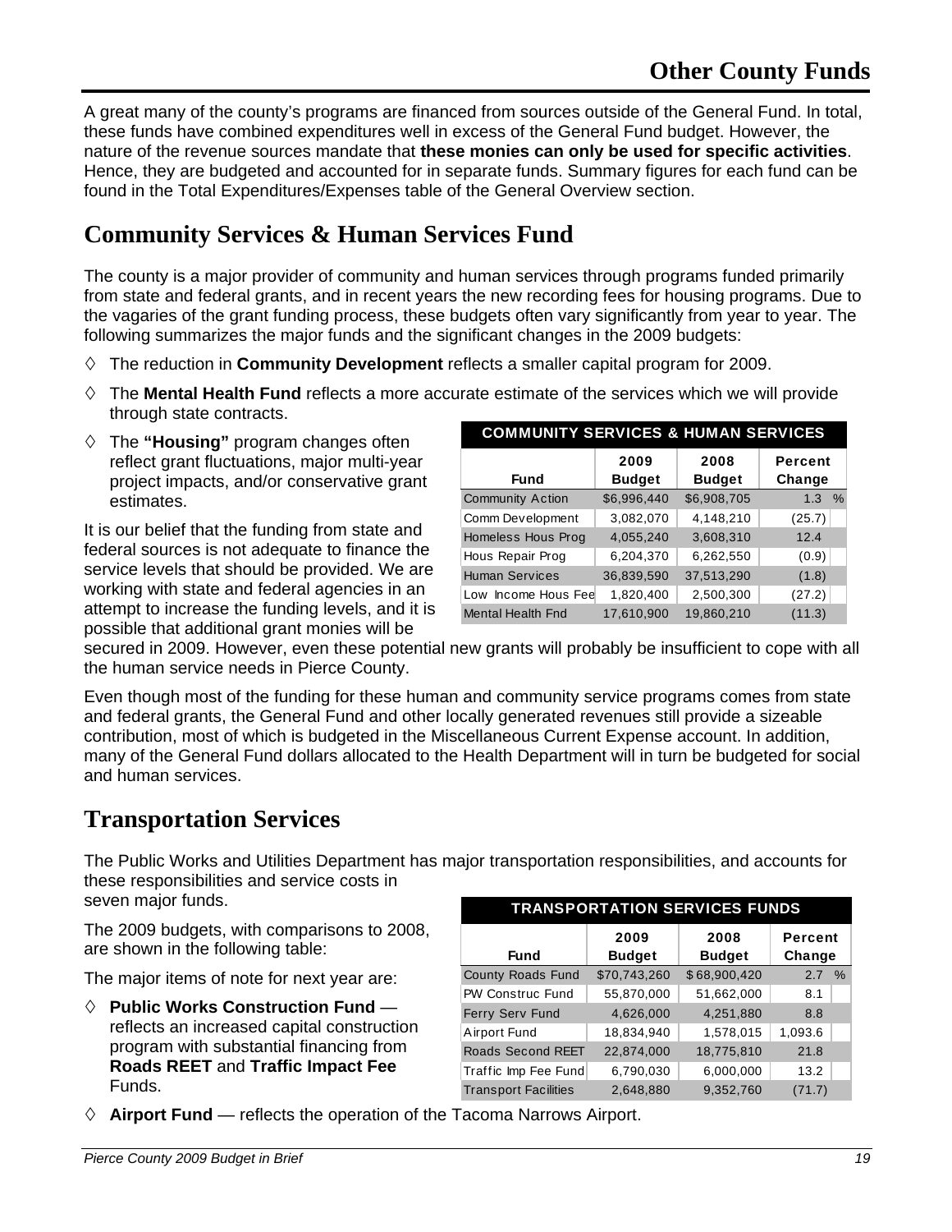# Other County Funds

A great many of the county's programs are financed from sources outside of the General Fund. In total, these funds have combined expenditures well in excess of the General Fund budget. However, the nature of the revenue sources mandate that **these monies can only be used for specific activities**. Hence, they are budgeted and accounted for in separate funds. Summary figures for each fund can be found in the Total Expenditures/Expenses table of the General Overview section.

## Community Services & Human Services Fund

The county is a major provider of community and human services through programs funded primarily from state and federal grants, and in recent years the new recording fees for housing programs. Due to the vagaries of the grant funding process, these budgets often vary significantly from year to year. The following summarizes the major funds and the significant changes in the 2009 budgets:

- ◊ The reduction in **Community Development** reflects a smaller capital program for 2009.
- ◊ The **Mental Health Fund** reflects a more accurate estimate of the services which we will provide through state contracts.
- ◊ The **"Housing"** program changes often reflect grant fluctuations, major multi-year project impacts, and/or conservative grant estimates.

| COMMUNITY SERVICES & HUMAN SERVICES | | | |
|---|---|---|---|
| Fund | 2009 Budget | 2008 Budget | Percent Change |
| Community Action | $6,996,440 | $6,908,705 | 1.3 % |
| Comm Development | 3,082,070 | 4,148,210 | (25.7) |
| Homeless Hous Prog | 4,055,240 | 3,608,310 | 12.4 |
| Hous Repair Prog | 6,204,370 | 6,262,550 | (0.9) |
| Human Services | 36,839,590 | 37,513,290 | (1.8) |
| Low Income Hous Fee | 1,820,400 | 2,500,300 | (27.2) |
| Mental Health Fnd | 17,610,900 | 19,860,210 | (11.3) |

It is our belief that the funding from state and federal sources is not adequate to finance the service levels that should be provided. We are working with state and federal agencies in an attempt to increase the funding levels, and it is possible that additional grant monies will be secured in 2009. However, even these potential new grants will probably be insufficient to cope with all the human service needs in Pierce County.

Even though most of the funding for these human and community service programs comes from state and federal grants, the General Fund and other locally generated revenues still provide a sizeable contribution, most of which is budgeted in the Miscellaneous Current Expense account. In addition, many of the General Fund dollars allocated to the Health Department will in turn be budgeted for social and human services.

## Transportation Services

The Public Works and Utilities Department has major transportation responsibilities, and accounts for these responsibilities and service costs in seven major funds.

The 2009 budgets, with comparisons to 2008, are shown in the following table:

| TRANSPORTATION SERVICES FUNDS | | | |
|---|---|---|---|
| Fund | 2009 Budget | 2008 Budget | Percent Change |
| County Roads Fund | $70,743,260 | $68,900,420 | 2.7 % |
| PW Construc Fund | 55,870,000 | 51,662,000 | 8.1 |
| Ferry Serv Fund | 4,626,000 | 4,251,880 | 8.8 |
| Airport Fund | 18,834,940 | 1,578,015 | 1,093.6 |
| Roads Second REET | 22,874,000 | 18,775,810 | 21.8 |
| Traffic Imp Fee Fund | 6,790,030 | 6,000,000 | 13.2 |
| Transport Facilities | 2,648,880 | 9,352,760 | (71.7) |

The major items of note for next year are:

- ◊ **Public Works Construction Fund** — reflects an increased capital construction program with substantial financing from **Roads REET** and **Traffic Impact Fee** Funds.
- ◊ **Airport Fund** — reflects the operation of the Tacoma Narrows Airport.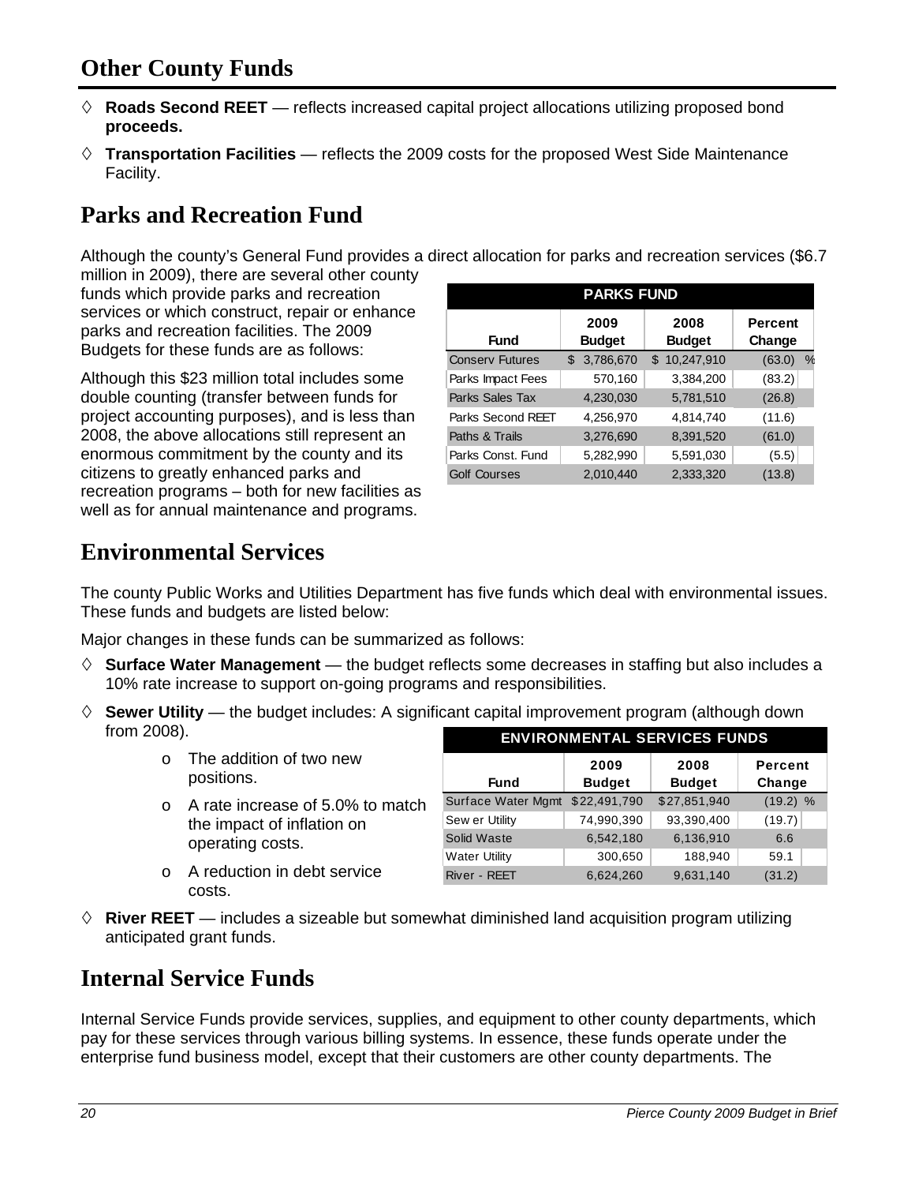## Other County Funds

- ◊ **Roads Second REET** — reflects increased capital project allocations utilizing proposed bond **proceeds.**
- ◊ **Transportation Facilities** — reflects the 2009 costs for the proposed West Side Maintenance Facility.

## Parks and Recreation Fund

Although the county's General Fund provides a direct allocation for parks and recreation services ($6.7 million in 2009), there are several other county funds which provide parks and recreation services or which construct, repair or enhance parks and recreation facilities. The 2009 Budgets for these funds are as follows:

| PARKS FUND | | | |
|---|---|---|---|
| Fund | 2009 Budget | 2008 Budget | Percent Change |
| Conserv Futures | $ 3,786,670 | $ 10,247,910 | (63.0) % |
| Parks Impact Fees | 570,160 | 3,384,200 | (83.2) |
| Parks Sales Tax | 4,230,030 | 5,781,510 | (26.8) |
| Parks Second REET | 4,256,970 | 4,814,740 | (11.6) |
| Paths & Trails | 3,276,690 | 8,391,520 | (61.0) |
| Parks Const. Fund | 5,282,990 | 5,591,030 | (5.5) |
| Golf Courses | 2,010,440 | 2,333,320 | (13.8) |

Although this $23 million total includes some double counting (transfer between funds for project accounting purposes), and is less than 2008, the above allocations still represent an enormous commitment by the county and its citizens to greatly enhanced parks and recreation programs – both for new facilities as well as for annual maintenance and programs.

## Environmental Services

The county Public Works and Utilities Department has five funds which deal with environmental issues. These funds and budgets are listed below:

| ENVIRONMENTAL SERVICES FUNDS | | | |
|---|---|---|---|
| Fund | 2009 Budget | 2008 Budget | Percent Change |
| Surface Water Mgmt | $22,491,790 | $27,851,940 | (19.2) % |
| Sewer Utility | 74,990,390 | 93,390,400 | (19.7) |
| Solid Waste | 6,542,180 | 6,136,910 | 6.6 |
| Water Utility | 300,650 | 188,940 | 59.1 |
| River - REET | 6,624,260 | 9,631,140 | (31.2) |

Major changes in these funds can be summarized as follows:

- ◊ **Surface Water Management** — the budget reflects some decreases in staffing but also includes a 10% rate increase to support on-going programs and responsibilities.
- ◊ **Sewer Utility** — the budget includes: A significant capital improvement program (although down from 2008).
  - o The addition of two new positions.
  - o A rate increase of 5.0% to match the impact of inflation on operating costs.
  - o A reduction in debt service costs.
- ◊ **River REET** — includes a sizeable but somewhat diminished land acquisition program utilizing anticipated grant funds.

## Internal Service Funds

Internal Service Funds provide services, supplies, and equipment to other county departments, which pay for these services through various billing systems. In essence, these funds operate under the enterprise fund business model, except that their customers are other county departments. The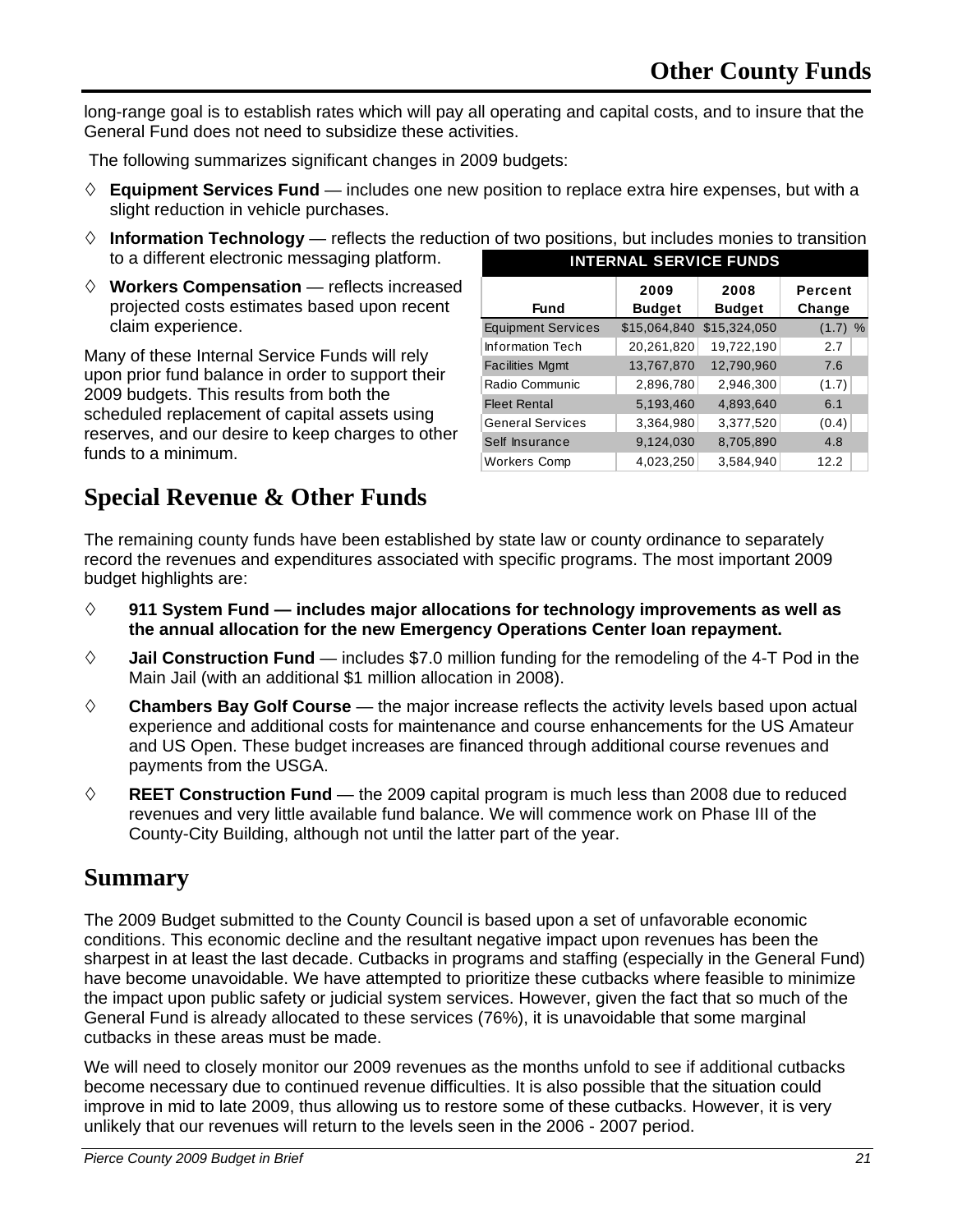long-range goal is to establish rates which will pay all operating and capital costs, and to insure that the General Fund does not need to subsidize these activities.

The following summarizes significant changes in 2009 budgets:

◊ **Equipment Services Fund** — includes one new position to replace extra hire expenses, but with a slight reduction in vehicle purchases.

◊ **Information Technology** — reflects the reduction of two positions, but includes monies to transition to a different electronic messaging platform.

◊ **Workers Compensation** — reflects increased projected costs estimates based upon recent claim experience.

Many of these Internal Service Funds will rely upon prior fund balance in order to support their 2009 budgets. This results from both the scheduled replacement of capital assets using reserves, and our desire to keep charges to other funds to a minimum.

| INTERNAL SERVICE FUNDS | | | |
|---|---|---|---|
| Fund | 2009 Budget | 2008 Budget | Percent Change |
| Equipment Services | $15,064,840 | $15,324,050 | (1.7) % |
| Information Tech | 20,261,820 | 19,722,190 | 2.7 |
| Facilities Mgmt | 13,767,870 | 12,790,960 | 7.6 |
| Radio Communic | 2,896,780 | 2,946,300 | (1.7) |
| Fleet Rental | 5,193,460 | 4,893,640 | 6.1 |
| General Services | 3,364,980 | 3,377,520 | (0.4) |
| Self Insurance | 9,124,030 | 8,705,890 | 4.8 |
| Workers Comp | 4,023,250 | 3,584,940 | 12.2 |

## Special Revenue & Other Funds

The remaining county funds have been established by state law or county ordinance to separately record the revenues and expenditures associated with specific programs. The most important 2009 budget highlights are:

◊ **911 System Fund — includes major allocations for technology improvements as well as the annual allocation for the new Emergency Operations Center loan repayment.**

◊ **Jail Construction Fund** — includes $7.0 million funding for the remodeling of the 4-T Pod in the Main Jail (with an additional $1 million allocation in 2008).

◊ **Chambers Bay Golf Course** — the major increase reflects the activity levels based upon actual experience and additional costs for maintenance and course enhancements for the US Amateur and US Open. These budget increases are financed through additional course revenues and payments from the USGA.

◊ **REET Construction Fund** — the 2009 capital program is much less than 2008 due to reduced revenues and very little available fund balance. We will commence work on Phase III of the County-City Building, although not until the latter part of the year.

## Summary

The 2009 Budget submitted to the County Council is based upon a set of unfavorable economic conditions. This economic decline and the resultant negative impact upon revenues has been the sharpest in at least the last decade. Cutbacks in programs and staffing (especially in the General Fund) have become unavoidable. We have attempted to prioritize these cutbacks where feasible to minimize the impact upon public safety or judicial system services. However, given the fact that so much of the General Fund is already allocated to these services (76%), it is unavoidable that some marginal cutbacks in these areas must be made.

We will need to closely monitor our 2009 revenues as the months unfold to see if additional cutbacks become necessary due to continued revenue difficulties. It is also possible that the situation could improve in mid to late 2009, thus allowing us to restore some of these cutbacks. However, it is very unlikely that our revenues will return to the levels seen in the 2006 - 2007 period.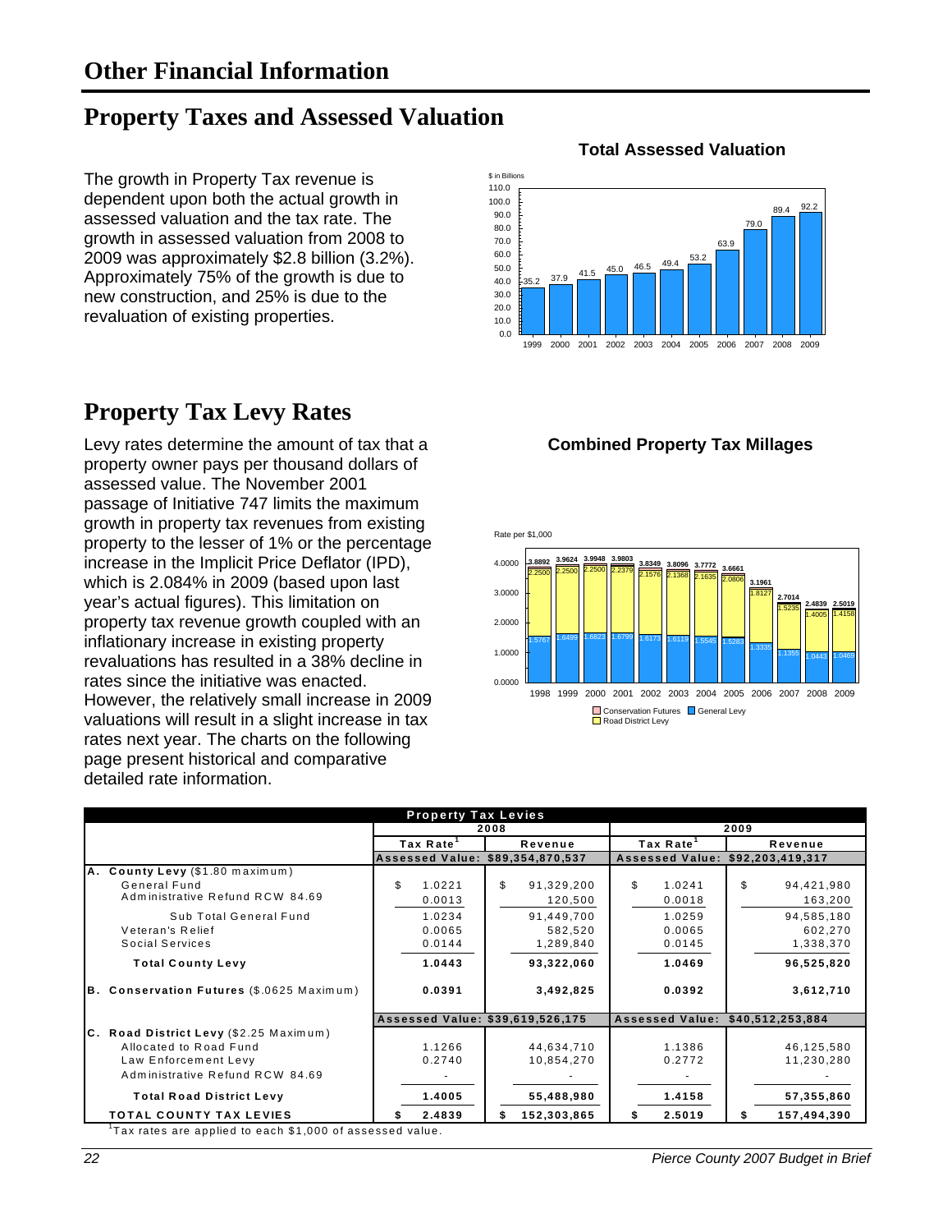# Other Financial Information

## Property Taxes and Assessed Valuation

The growth in Property Tax revenue is dependent upon both the actual growth in assessed valuation and the tax rate. The growth in assessed valuation from 2008 to 2009 was approximately $2.8 billion (3.2%). Approximately 75% of the growth is due to new construction, and 25% is due to the revaluation of existing properties.

**Total Assessed Valuation**

$ in Billions

| Year | 1999 | 2000 | 2001 | 2002 | 2003 | 2004 | 2005 | 2006 | 2007 | 2008 | 2009 |
|---|---|---|---|---|---|---|---|---|---|---|---|
| Value | 35.2 | 37.9 | 41.5 | 45.0 | 46.5 | 49.4 | 53.2 | 63.9 | 79.0 | 89.4 | 92.2 |

## Property Tax Levy Rates

Levy rates determine the amount of tax that a property owner pays per thousand dollars of assessed value. The November 2001 passage of Initiative 747 limits the maximum growth in property tax revenues from existing property to the lesser of 1% or the percentage increase in the Implicit Price Deflator (IPD), which is 2.084% in 2009 (based upon last year's actual figures). This limitation on property tax revenue growth coupled with an inflationary increase in existing property revaluations has resulted in a 38% decline in rates since the initiative was enacted. However, the relatively small increase in 2009 valuations will result in a slight increase in tax rates next year. The charts on the following page present historical and comparative detailed rate information.

**Combined Property Tax Millages**

Rate per $1,000

| Year | 1998 | 1999 | 2000 | 2001 | 2002 | 2003 | 2004 | 2005 | 2006 | 2007 | 2008 | 2009 |
|---|---|---|---|---|---|---|---|---|---|---|---|---|
| Total | 3.8892 | 3.9624 | 3.9948 | 3.9803 | 3.8349 | 3.8096 | 3.7772 | 3.6661 | 3.1961 | 2.7014 | 2.4839 | 2.5019 |
| Road District Levy | 2.2500 | 2.2500 | 2.2500 | 2.2379 | 2.1576 | 2.1368 | 2.1635 | 2.0806 | 1.8127 | 1.5235 | 1.4005 | 1.4158 |
| General Levy | 1.5767 | 1.6499 | 1.6823 | 1.6799 | 1.6173 | 1.6119 | 1.5545 | 1.5283 | 1.3335 | 1.1355 | 1.0443 | 1.0469 |

Conservation Futures / General Levy / Road District Levy

| Property Tax Levies | 2008 | | 2009 | |
|---|---|---|---|---|
| | Tax Rate[1] | Revenue | Tax Rate[1] | Revenue |
| | Assessed Value: $89,354,870,537 | | Assessed Value: $92,203,419,317 | |
| **A. County Levy** ($1.80 maximum) | | | | |
| General Fund | $ 1.0221 | $ 91,329,200 | $ 1.0241 | $ 94,421,980 |
| Administrative Refund RCW 84.69 | 0.0013 | 120,500 | 0.0018 | 163,200 |
| Sub Total General Fund | 1.0234 | 91,449,700 | 1.0259 | 94,585,180 |
| Veteran's Relief | 0.0065 | 582,520 | 0.0065 | 602,270 |
| Social Services | 0.0144 | 1,289,840 | 0.0145 | 1,338,370 |
| **Total County Levy** | **1.0443** | **93,322,060** | **1.0469** | **96,525,820** |
| **B. Conservation Futures** ($.0625 Maximum) | **0.0391** | **3,492,825** | **0.0392** | **3,612,710** |
| | Assessed Value: $39,619,526,175 | | Assessed Value: $40,512,253,884 | |
| **C. Road District Levy** ($2.25 Maximum) | | | | |
| Allocated to Road Fund | 1.1266 | 44,634,710 | 1.1386 | 46,125,580 |
| Law Enforcement Levy | 0.2740 | 10,854,270 | 0.2772 | 11,230,280 |
| Administrative Refund RCW 84.69 | - | - | - | - |
| **Total Road District Levy** | **1.4005** | **55,488,980** | **1.4158** | **57,355,860** |
| **TOTAL COUNTY TAX LEVIES** | **$ 2.4839** | **$ 152,303,865** | **$ 2.5019** | **$ 157,494,390** |

[1] Tax rates are applied to each $1,000 of assessed value.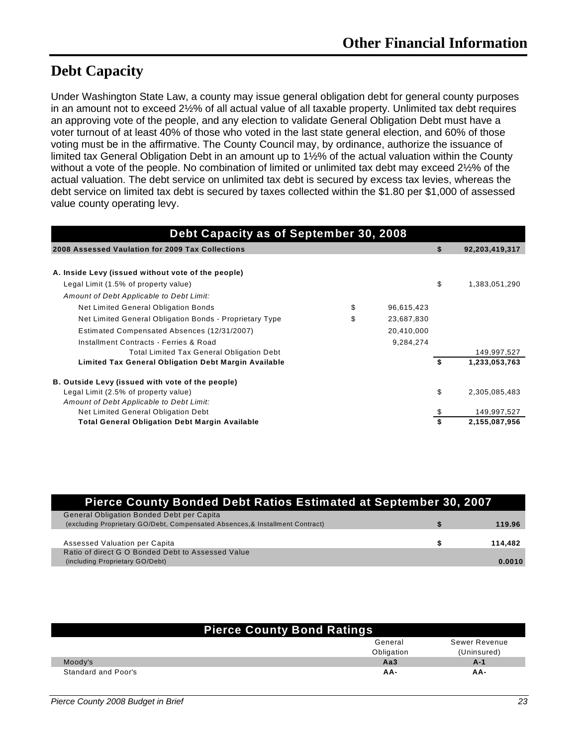# Other Financial Information

## Debt Capacity

Under Washington State Law, a county may issue general obligation debt for general county purposes in an amount not to exceed 2½% of all actual value of all taxable property. Unlimited tax debt requires an approving vote of the people, and any election to validate General Obligation Debt must have a voter turnout of at least 40% of those who voted in the last state general election, and 60% of those voting must be in the affirmative. The County Council may, by ordinance, authorize the issuance of limited tax General Obligation Debt in an amount up to 1½% of the actual valuation within the County without a vote of the people. No combination of limited or unlimited tax debt may exceed 2½% of the actual valuation. The debt service on unlimited tax debt is secured by excess tax levies, whereas the debt service on limited tax debt is secured by taxes collected within the $1.80 per $1,000 of assessed value county operating levy.

| Debt Capacity as of September 30, 2008 | | | | |
|---|---|---|---|---|
| **2008 Assessed Vaulation for 2009 Tax Collections** | | | **$** | **92,203,419,317** |
| | | | | |
| **A. Inside Levy (issued without vote of the people)** | | | | |
| Legal Limit (1.5% of property value) | | | $ | 1,383,051,290 |
| *Amount of Debt Applicable to Debt Limit:* | | | | |
| Net Limited General Obligation Bonds | $ | 96,615,423 | | |
| Net Limited General Obligation Bonds - Proprietary Type | $ | 23,687,830 | | |
| Estimated Compensated Absences (12/31/2007) | | 20,410,000 | | |
| Installment Contracts - Ferries & Road | | 9,284,274 | | |
| Total Limited Tax General Obligation Debt | | | | 149,997,527 |
| **Limited Tax General Obligation Debt Margin Available** | | | **$** | **1,233,053,763** |
| | | | | |
| **B. Outside Levy (issued with vote of the people)** | | | | |
| Legal Limit (2.5% of property value) | | | $ | 2,305,085,483 |
| *Amount of Debt Applicable to Debt Limit:* | | | | |
| Net Limited General Obligation Debt | | | $ | 149,997,527 |
| **Total General Obligation Debt Margin Available** | | | **$** | **2,155,087,956** |

| Pierce County Bonded Debt Ratios Estimated at September 30, 2007 | | |
|---|---|---|
| General Obligation Bonded Debt per Capita (excluding Proprietary GO/Debt, Compensated Absences,& Installment Contract) | **$** | **119.96** |
| | | |
| Assessed Valuation per Capita | **$** | **114,482** |
| Ratio of direct G O Bonded Debt to Assessed Value (including Proprietary GO/Debt) | | **0.0010** |

| Pierce County Bond Ratings | General Obligation | Sewer Revenue (Uninsured) |
|---|---|---|
| Moody's | **Aa3** | **A-1** |
| Standard and Poor's | **AA-** | **AA-** |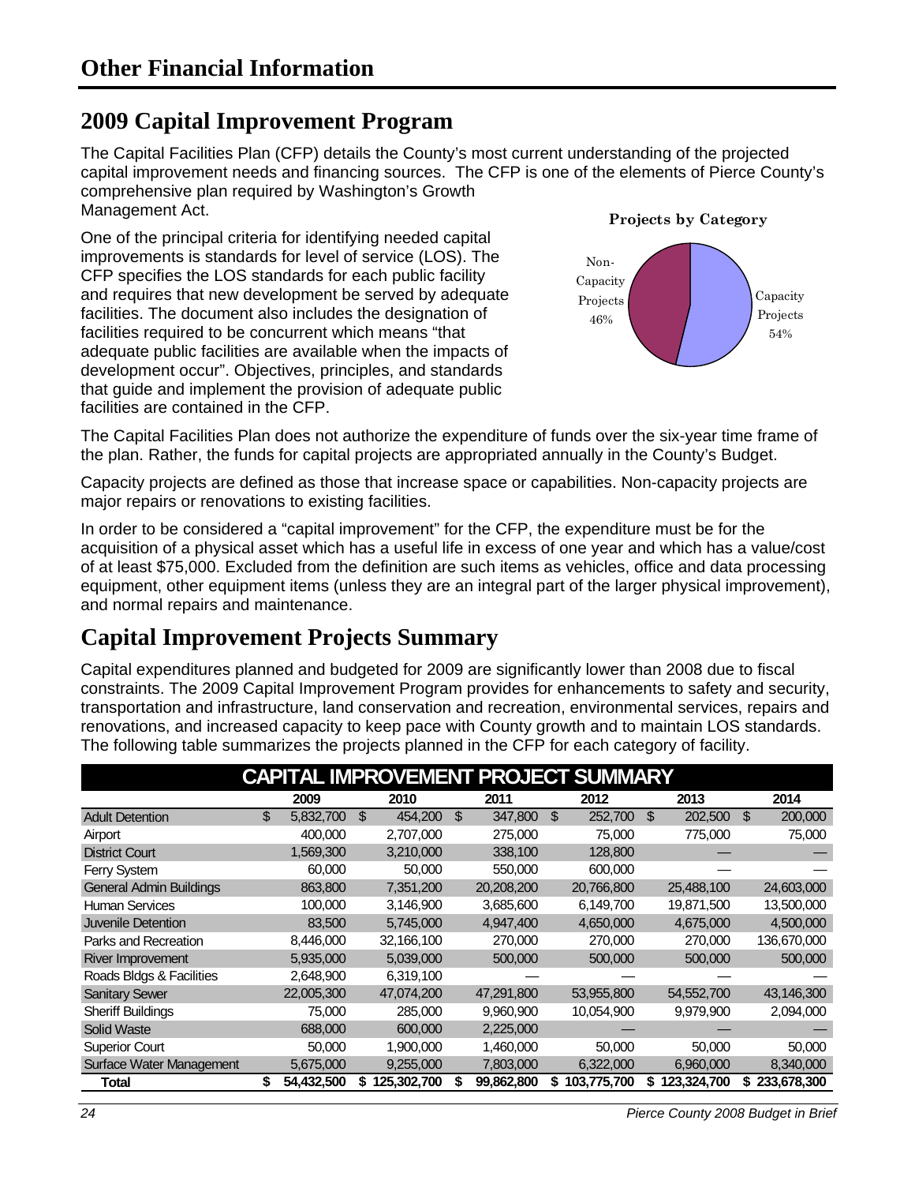# Other Financial Information

## 2009 Capital Improvement Program

The Capital Facilities Plan (CFP) details the County's most current understanding of the projected capital improvement needs and financing sources. The CFP is one of the elements of Pierce County's comprehensive plan required by Washington's Growth Management Act.

One of the principal criteria for identifying needed capital improvements is standards for level of service (LOS). The CFP specifies the LOS standards for each public facility and requires that new development be served by adequate facilities. The document also includes the designation of facilities required to be concurrent which means "that adequate public facilities are available when the impacts of development occur". Objectives, principles, and standards that guide and implement the provision of adequate public facilities are contained in the CFP.

**Projects by Category**

Non-Capacity Projects 46%

Capacity Projects 54%

The Capital Facilities Plan does not authorize the expenditure of funds over the six-year time frame of the plan. Rather, the funds for capital projects are appropriated annually in the County's Budget.

Capacity projects are defined as those that increase space or capabilities. Non-capacity projects are major repairs or renovations to existing facilities.

In order to be considered a "capital improvement" for the CFP, the expenditure must be for the acquisition of a physical asset which has a useful life in excess of one year and which has a value/cost of at least $75,000. Excluded from the definition are such items as vehicles, office and data processing equipment, other equipment items (unless they are an integral part of the larger physical improvement), and normal repairs and maintenance.

## Capital Improvement Projects Summary

Capital expenditures planned and budgeted for 2009 are significantly lower than 2008 due to fiscal constraints. The 2009 Capital Improvement Program provides for enhancements to safety and security, transportation and infrastructure, land conservation and recreation, environmental services, repairs and renovations, and increased capacity to keep pace with County growth and to maintain LOS standards. The following table summarizes the projects planned in the CFP for each category of facility.

**CAPITAL IMPROVEMENT PROJECT SUMMARY**

| | 2009 | 2010 | 2011 | 2012 | 2013 | 2014 |
|---|---|---|---|---|---|---|
| Adult Detention | $ 5,832,700 | $ 454,200 | $ 347,800 | $ 252,700 | $ 202,500 | $ 200,000 |
| Airport | 400,000 | 2,707,000 | 275,000 | 75,000 | 775,000 | 75,000 |
| District Court | 1,569,300 | 3,210,000 | 338,100 | 128,800 | — | — |
| Ferry System | 60,000 | 50,000 | 550,000 | 600,000 | — | — |
| General Admin Buildings | 863,800 | 7,351,200 | 20,208,200 | 20,766,800 | 25,488,100 | 24,603,000 |
| Human Services | 100,000 | 3,146,900 | 3,685,600 | 6,149,700 | 19,871,500 | 13,500,000 |
| Juvenile Detention | 83,500 | 5,745,000 | 4,947,400 | 4,650,000 | 4,675,000 | 4,500,000 |
| Parks and Recreation | 8,446,000 | 32,166,100 | 270,000 | 270,000 | 270,000 | 136,670,000 |
| River Improvement | 5,935,000 | 5,039,000 | 500,000 | 500,000 | 500,000 | 500,000 |
| Roads Bldgs & Facilities | 2,648,900 | 6,319,100 | — | — | — | — |
| Sanitary Sewer | 22,005,300 | 47,074,200 | 47,291,800 | 53,955,800 | 54,552,700 | 43,146,300 |
| Sheriff Buildings | 75,000 | 285,000 | 9,960,900 | 10,054,900 | 9,979,900 | 2,094,000 |
| Solid Waste | 688,000 | 600,000 | 2,225,000 | — | — | — |
| Superior Court | 50,000 | 1,900,000 | 1,460,000 | 50,000 | 50,000 | 50,000 |
| Surface Water Management | 5,675,000 | 9,255,000 | 7,803,000 | 6,322,000 | 6,960,000 | 8,340,000 |
| **Total** | **$ 54,432,500** | **$ 125,302,700** | **$ 99,862,800** | **$ 103,775,700** | **$ 123,324,700** | **$ 233,678,300** |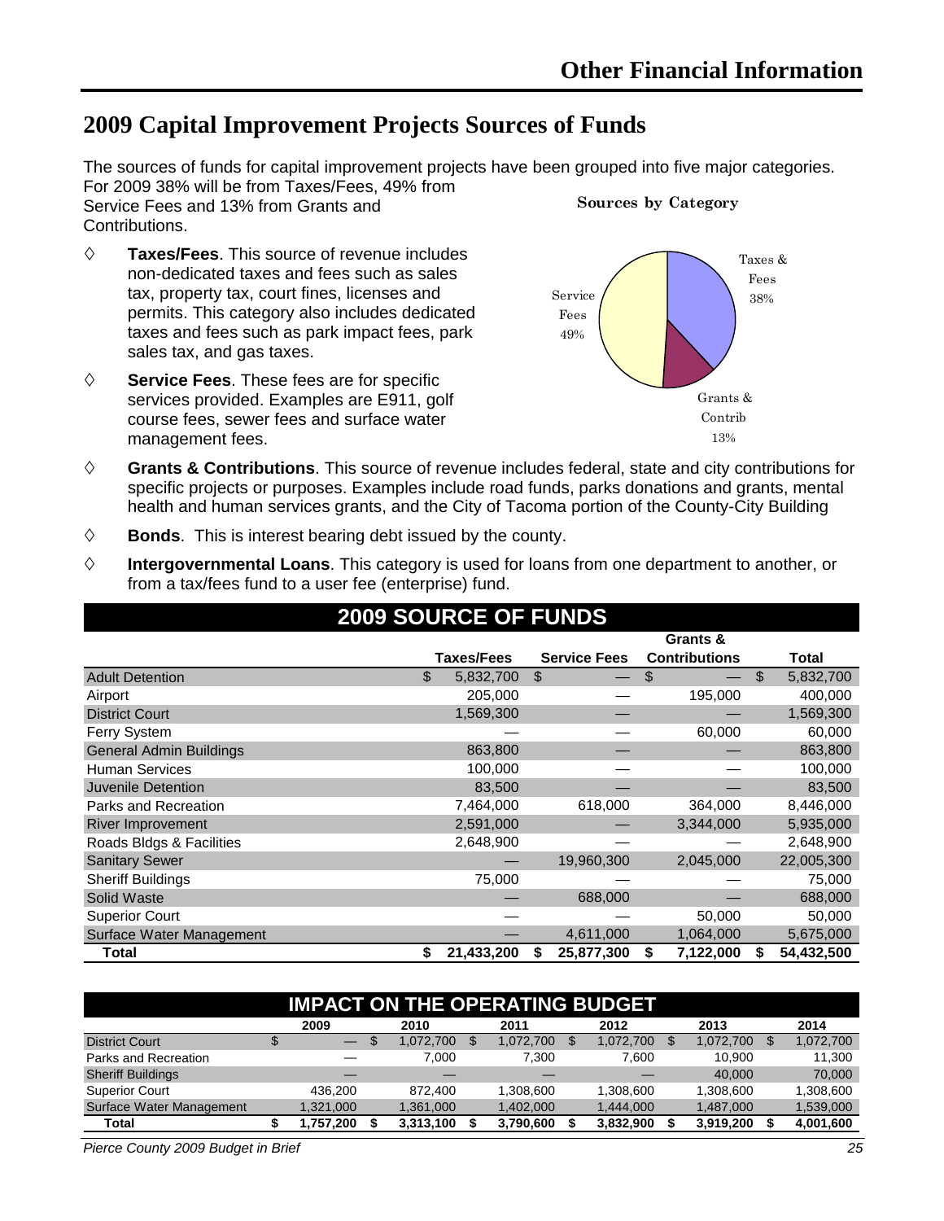# 2009 Capital Improvement Projects Sources of Funds

The sources of funds for capital improvement projects have been grouped into five major categories. For 2009 38% will be from Taxes/Fees, 49% from Service Fees and 13% from Grants and Contributions.

**Sources by Category**

Taxes & Fees 38%

Service Fees 49%

Grants & Contrib 13%

- **Taxes/Fees**. This source of revenue includes non-dedicated taxes and fees such as sales tax, property tax, court fines, licenses and permits. This category also includes dedicated taxes and fees such as park impact fees, park sales tax, and gas taxes.
- **Service Fees**. These fees are for specific services provided. Examples are E911, golf course fees, sewer fees and surface water management fees.
- **Grants & Contributions**. This source of revenue includes federal, state and city contributions for specific projects or purposes. Examples include road funds, parks donations and grants, mental health and human services grants, and the City of Tacoma portion of the County-City Building
- **Bonds**. This is interest bearing debt issued by the county.
- **Intergovernmental Loans**. This category is used for loans from one department to another, or from a tax/fees fund to a user fee (enterprise) fund.

## 2009 SOURCE OF FUNDS

| | Taxes/Fees | Service Fees | Grants & Contributions | Total |
|---|---|---|---|---|
| Adult Detention | $ 5,832,700 | $ — | $ — | $ 5,832,700 |
| Airport | 205,000 | — | 195,000 | 400,000 |
| District Court | 1,569,300 | — | — | 1,569,300 |
| Ferry System | — | — | 60,000 | 60,000 |
| General Admin Buildings | 863,800 | — | — | 863,800 |
| Human Services | 100,000 | — | — | 100,000 |
| Juvenile Detention | 83,500 | — | — | 83,500 |
| Parks and Recreation | 7,464,000 | 618,000 | 364,000 | 8,446,000 |
| River Improvement | 2,591,000 | — | 3,344,000 | 5,935,000 |
| Roads Bldgs & Facilities | 2,648,900 | — | — | 2,648,900 |
| Sanitary Sewer | — | 19,960,300 | 2,045,000 | 22,005,300 |
| Sheriff Buildings | 75,000 | — | — | 75,000 |
| Solid Waste | — | 688,000 | — | 688,000 |
| Superior Court | — | — | 50,000 | 50,000 |
| Surface Water Management | — | 4,611,000 | 1,064,000 | 5,675,000 |
| **Total** | **$ 21,433,200** | **$ 25,877,300** | **$ 7,122,000** | **$ 54,432,500** |

## IMPACT ON THE OPERATING BUDGET

| | 2009 | 2010 | 2011 | 2012 | 2013 | 2014 |
|---|---|---|---|---|---|---|
| District Court | $ — | $ 1,072,700 | $ 1,072,700 | $ 1,072,700 | $ 1,072,700 | $ 1,072,700 |
| Parks and Recreation | — | 7,000 | 7,300 | 7,600 | 10,900 | 11,300 |
| Sheriff Buildings | — | — | — | — | 40,000 | 70,000 |
| Superior Court | 436,200 | 872,400 | 1,308,600 | 1,308,600 | 1,308,600 | 1,308,600 |
| Surface Water Management | 1,321,000 | 1,361,000 | 1,402,000 | 1,444,000 | 1,487,000 | 1,539,000 |
| **Total** | **$ 1,757,200** | **$ 3,313,100** | **$ 3,790,600** | **$ 3,832,900** | **$ 3,919,200** | **$ 4,001,600** |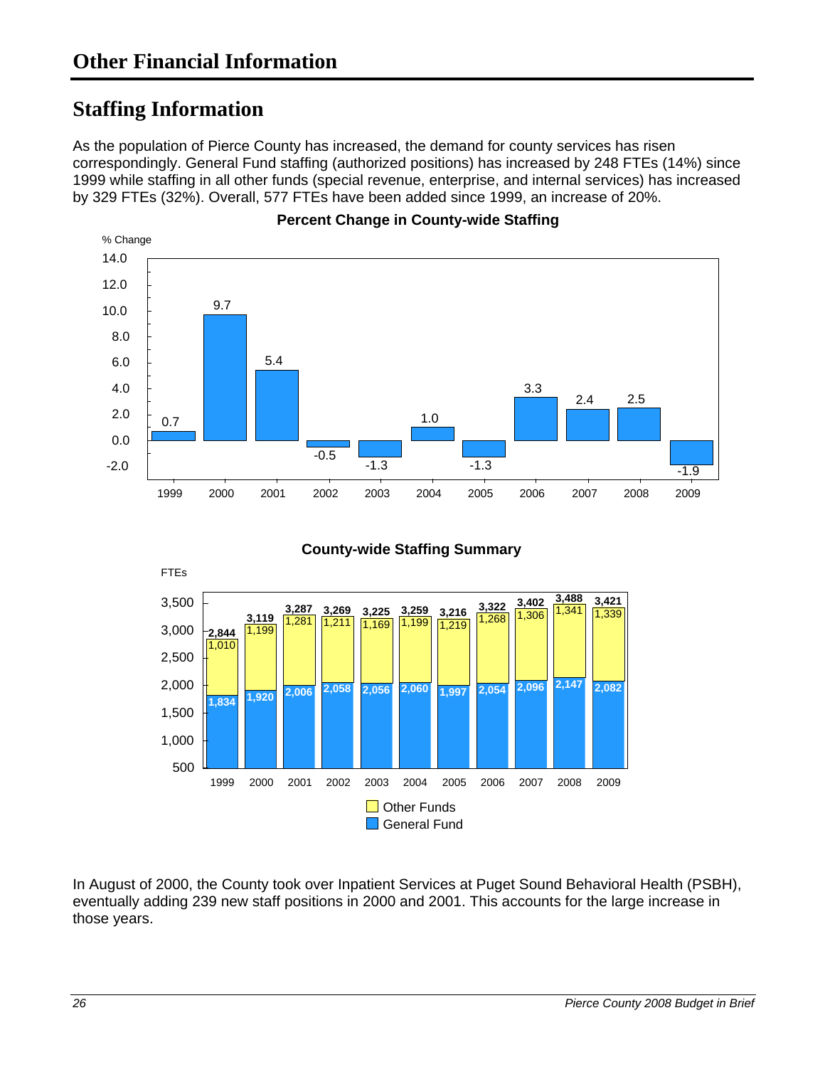# Other Financial Information

## Staffing Information

As the population of Pierce County has increased, the demand for county services has risen correspondingly. General Fund staffing (authorized positions) has increased by 248 FTEs (14%) since 1999 while staffing in all other funds (special revenue, enterprise, and internal services) has increased by 329 FTEs (32%). Overall, 577 FTEs have been added since 1999, an increase of 20%.

**Percent Change in County-wide Staffing**

| Year | % Change |
|---|---|
| 1999 | 0.7 |
| 2000 | 9.7 |
| 2001 | 5.4 |
| 2002 | -0.5 |
| 2003 | -1.3 |
| 2004 | 1.0 |
| 2005 | -1.3 |
| 2006 | 3.3 |
| 2007 | 2.4 |
| 2008 | 2.5 |
| 2009 | -1.9 |

**County-wide Staffing Summary**

| Year | General Fund (FTEs) | Other Funds (FTEs) | Total (FTEs) |
|---|---|---|---|
| 1999 | 1,834 | 1,010 | 2,844 |
| 2000 | 1,920 | 1,199 | 3,119 |
| 2001 | 2,006 | 1,281 | 3,287 |
| 2002 | 2,058 | 1,211 | 3,269 |
| 2003 | 2,056 | 1,169 | 3,225 |
| 2004 | 2,060 | 1,199 | 3,259 |
| 2005 | 1,997 | 1,219 | 3,216 |
| 2006 | 2,054 | 1,268 | 3,322 |
| 2007 | 2,096 | 1,306 | 3,402 |
| 2008 | 2,147 | 1,341 | 3,488 |
| 2009 | 2,082 | 1,339 | 3,421 |

In August of 2000, the County took over Inpatient Services at Puget Sound Behavioral Health (PSBH), eventually adding 239 new staff positions in 2000 and 2001. This accounts for the large increase in those years.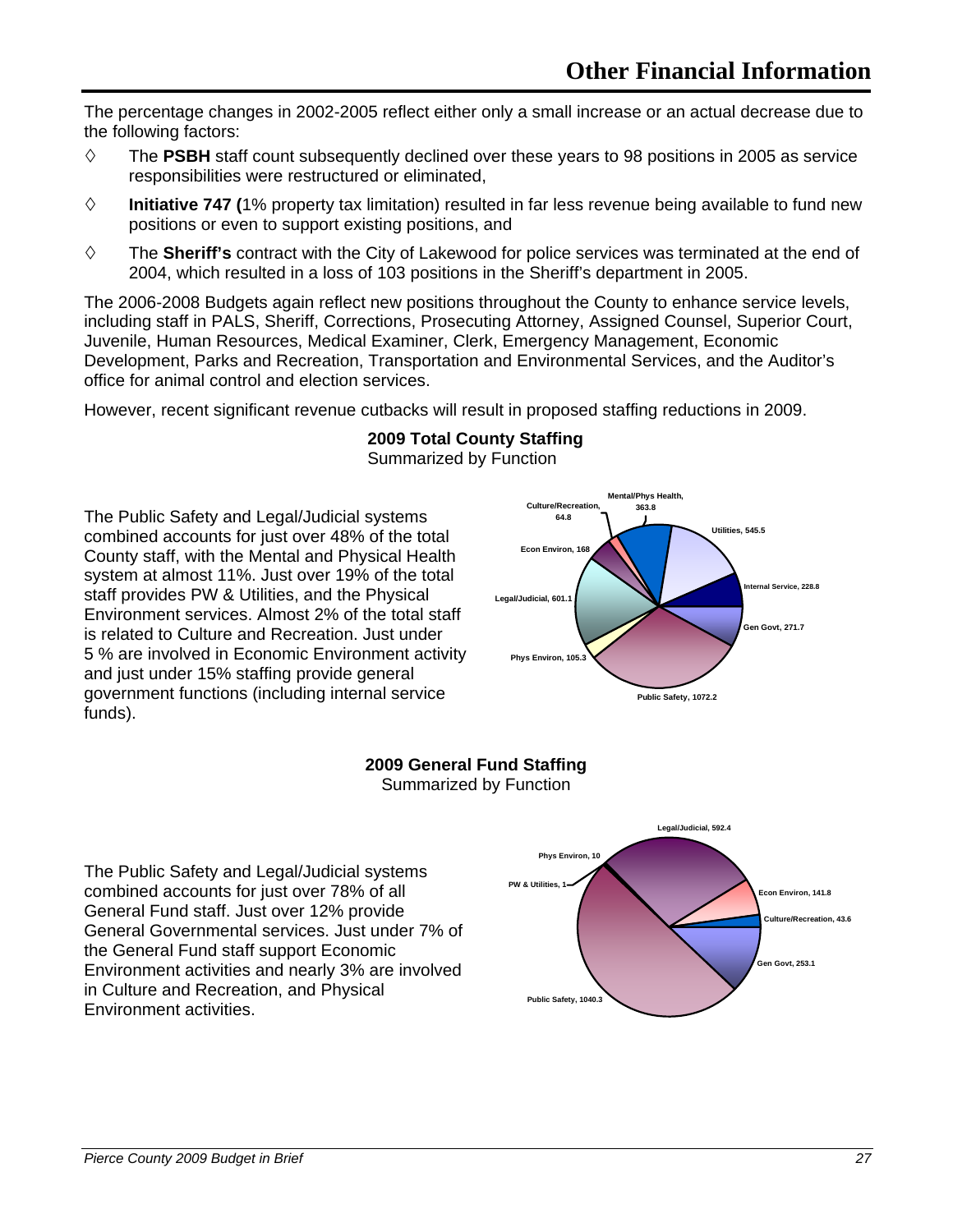# Other Financial Information

The percentage changes in 2002-2005 reflect either only a small increase or an actual decrease due to the following factors:

- ◊ The **PSBH** staff count subsequently declined over these years to 98 positions in 2005 as service responsibilities were restructured or eliminated,
- ◊ **Initiative 747 (**1% property tax limitation) resulted in far less revenue being available to fund new positions or even to support existing positions, and
- ◊ The **Sheriff's** contract with the City of Lakewood for police services was terminated at the end of 2004, which resulted in a loss of 103 positions in the Sheriff's department in 2005.

The 2006-2008 Budgets again reflect new positions throughout the County to enhance service levels, including staff in PALS, Sheriff, Corrections, Prosecuting Attorney, Assigned Counsel, Superior Court, Juvenile, Human Resources, Medical Examiner, Clerk, Emergency Management, Economic Development, Parks and Recreation, Transportation and Environmental Services, and the Auditor's office for animal control and election services.

However, recent significant revenue cutbacks will result in proposed staffing reductions in 2009.

**2009 Total County Staffing**
Summarized by Function

The Public Safety and Legal/Judicial systems combined accounts for just over 48% of the total County staff, with the Mental and Physical Health system at almost 11%. Just over 19% of the total staff provides PW & Utilities, and the Physical Environment services. Almost 2% of the total staff is related to Culture and Recreation. Just under 5 % are involved in Economic Environment activity and just under 15% staffing provide general government functions (including internal service funds).

| Function | Staffing |
|---|---|
| Mental/Phys Health | 363.8 |
| Utilities | 545.5 |
| Internal Service | 228.8 |
| Gen Govt | 271.7 |
| Public Safety | 1072.2 |
| Phys Environ | 105.3 |
| Legal/Judicial | 601.1 |
| Econ Environ | 168 |
| Culture/Recreation | 64.8 |

**2009 General Fund Staffing**
Summarized by Function

The Public Safety and Legal/Judicial systems combined accounts for just over 78% of all General Fund staff. Just over 12% provide General Governmental services. Just under 7% of the General Fund staff support Economic Environment activities and nearly 3% are involved in Culture and Recreation, and Physical Environment activities.

| Function | Staffing |
|---|---|
| Legal/Judicial | 592.4 |
| Econ Environ | 141.8 |
| Culture/Recreation | 43.6 |
| Gen Govt | 253.1 |
| Public Safety | 1040.3 |
| PW & Utilities | 1 |
| Phys Environ | 10 |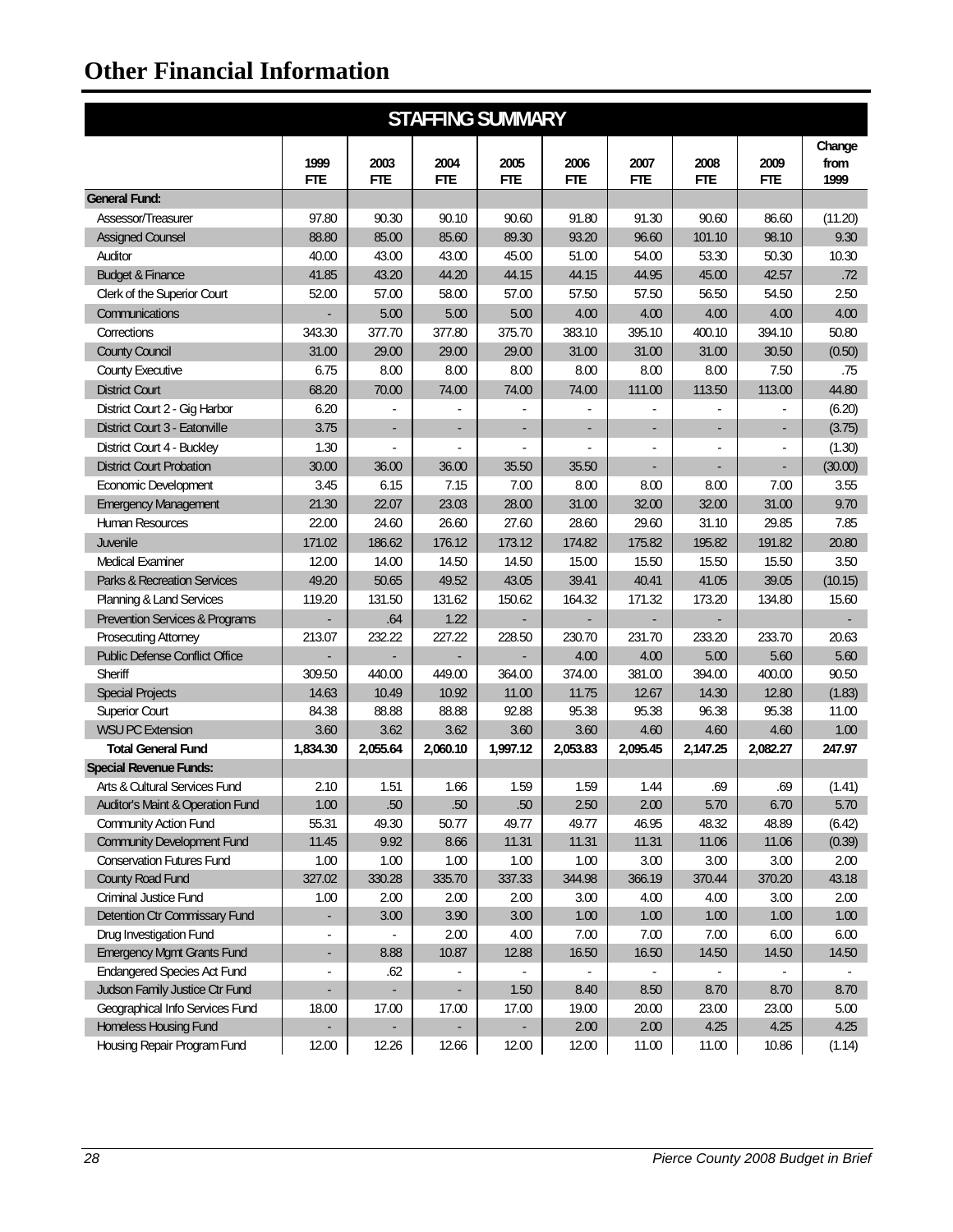# Other Financial Information

## STAFFING SUMMARY

| | 1999 FTE | 2003 FTE | 2004 FTE | 2005 FTE | 2006 FTE | 2007 FTE | 2008 FTE | 2009 FTE | Change from 1999 |
|---|---|---|---|---|---|---|---|---|---|
| **General Fund:** | | | | | | | | | |
| Assessor/Treasurer | 97.80 | 90.30 | 90.10 | 90.60 | 91.80 | 91.30 | 90.60 | 86.60 | (11.20) |
| Assigned Counsel | 88.80 | 85.00 | 85.60 | 89.30 | 93.20 | 96.60 | 101.10 | 98.10 | 9.30 |
| Auditor | 40.00 | 43.00 | 43.00 | 45.00 | 51.00 | 54.00 | 53.30 | 50.30 | 10.30 |
| Budget & Finance | 41.85 | 43.20 | 44.20 | 44.15 | 44.15 | 44.95 | 45.00 | 42.57 | .72 |
| Clerk of the Superior Court | 52.00 | 57.00 | 58.00 | 57.00 | 57.50 | 57.50 | 56.50 | 54.50 | 2.50 |
| Communications | - | 5.00 | 5.00 | 5.00 | 4.00 | 4.00 | 4.00 | 4.00 | 4.00 |
| Corrections | 343.30 | 377.70 | 377.80 | 375.70 | 383.10 | 395.10 | 400.10 | 394.10 | 50.80 |
| County Council | 31.00 | 29.00 | 29.00 | 29.00 | 31.00 | 31.00 | 31.00 | 30.50 | (0.50) |
| County Executive | 6.75 | 8.00 | 8.00 | 8.00 | 8.00 | 8.00 | 8.00 | 7.50 | .75 |
| District Court | 68.20 | 70.00 | 74.00 | 74.00 | 74.00 | 111.00 | 113.50 | 113.00 | 44.80 |
| District Court 2 - Gig Harbor | 6.20 | - | - | - | - | - | - | - | (6.20) |
| District Court 3 - Eatonville | 3.75 | - | - | - | - | - | - | - | (3.75) |
| District Court 4 - Buckley | 1.30 | - | - | - | - | - | - | - | (1.30) |
| District Court Probation | 30.00 | 36.00 | 36.00 | 35.50 | 35.50 | - | - | - | (30.00) |
| Economic Development | 3.45 | 6.15 | 7.15 | 7.00 | 8.00 | 8.00 | 8.00 | 7.00 | 3.55 |
| Emergency Management | 21.30 | 22.07 | 23.03 | 28.00 | 31.00 | 32.00 | 32.00 | 31.00 | 9.70 |
| Human Resources | 22.00 | 24.60 | 26.60 | 27.60 | 28.60 | 29.60 | 31.10 | 29.85 | 7.85 |
| Juvenile | 171.02 | 186.62 | 176.12 | 173.12 | 174.82 | 175.82 | 195.82 | 191.82 | 20.80 |
| Medical Examiner | 12.00 | 14.00 | 14.50 | 14.50 | 15.00 | 15.50 | 15.50 | 15.50 | 3.50 |
| Parks & Recreation Services | 49.20 | 50.65 | 49.52 | 43.05 | 39.41 | 40.41 | 41.05 | 39.05 | (10.15) |
| Planning & Land Services | 119.20 | 131.50 | 131.62 | 150.62 | 164.32 | 171.32 | 173.20 | 134.80 | 15.60 |
| Prevention Services & Programs | - | .64 | 1.22 | - | - | - | - | | - |
| Prosecuting Attorney | 213.07 | 232.22 | 227.22 | 228.50 | 230.70 | 231.70 | 233.20 | 233.70 | 20.63 |
| Public Defense Conflict Office | - | - | - | - | 4.00 | 4.00 | 5.00 | 5.60 | 5.60 |
| Sheriff | 309.50 | 440.00 | 449.00 | 364.00 | 374.00 | 381.00 | 394.00 | 400.00 | 90.50 |
| Special Projects | 14.63 | 10.49 | 10.92 | 11.00 | 11.75 | 12.67 | 14.30 | 12.80 | (1.83) |
| Superior Court | 84.38 | 88.88 | 88.88 | 92.88 | 95.38 | 95.38 | 96.38 | 95.38 | 11.00 |
| WSU PC Extension | 3.60 | 3.62 | 3.62 | 3.60 | 3.60 | 4.60 | 4.60 | 4.60 | 1.00 |
| **Total General Fund** | **1,834.30** | **2,055.64** | **2,060.10** | **1,997.12** | **2,053.83** | **2,095.45** | **2,147.25** | **2,082.27** | **247.97** |
| **Special Revenue Funds:** | | | | | | | | | |
| Arts & Cultural Services Fund | 2.10 | 1.51 | 1.66 | 1.59 | 1.59 | 1.44 | .69 | .69 | (1.41) |
| Auditor's Maint & Operation Fund | 1.00 | .50 | .50 | .50 | 2.50 | 2.00 | 5.70 | 6.70 | 5.70 |
| Community Action Fund | 55.31 | 49.30 | 50.77 | 49.77 | 49.77 | 46.95 | 48.32 | 48.89 | (6.42) |
| Community Development Fund | 11.45 | 9.92 | 8.66 | 11.31 | 11.31 | 11.31 | 11.06 | 11.06 | (0.39) |
| Conservation Futures Fund | 1.00 | 1.00 | 1.00 | 1.00 | 1.00 | 3.00 | 3.00 | 3.00 | 2.00 |
| County Road Fund | 327.02 | 330.28 | 335.70 | 337.33 | 344.98 | 366.19 | 370.44 | 370.20 | 43.18 |
| Criminal Justice Fund | 1.00 | 2.00 | 2.00 | 2.00 | 3.00 | 4.00 | 4.00 | 3.00 | 2.00 |
| Detention Ctr Commissary Fund | - | 3.00 | 3.90 | 3.00 | 1.00 | 1.00 | 1.00 | 1.00 | 1.00 |
| Drug Investigation Fund | - | - | 2.00 | 4.00 | 7.00 | 7.00 | 7.00 | 6.00 | 6.00 |
| Emergency Mgmt Grants Fund | - | 8.88 | 10.87 | 12.88 | 16.50 | 16.50 | 14.50 | 14.50 | 14.50 |
| Endangered Species Act Fund | - | .62 | - | - | - | - | - | - | - |
| Judson Family Justice Ctr Fund | - | - | - | 1.50 | 8.40 | 8.50 | 8.70 | 8.70 | 8.70 |
| Geographical Info Services Fund | 18.00 | 17.00 | 17.00 | 17.00 | 19.00 | 20.00 | 23.00 | 23.00 | 5.00 |
| Homeless Housing Fund | - | - | - | - | 2.00 | 2.00 | 4.25 | 4.25 | 4.25 |
| Housing Repair Program Fund | 12.00 | 12.26 | 12.66 | 12.00 | 12.00 | 11.00 | 11.00 | 10.86 | (1.14) |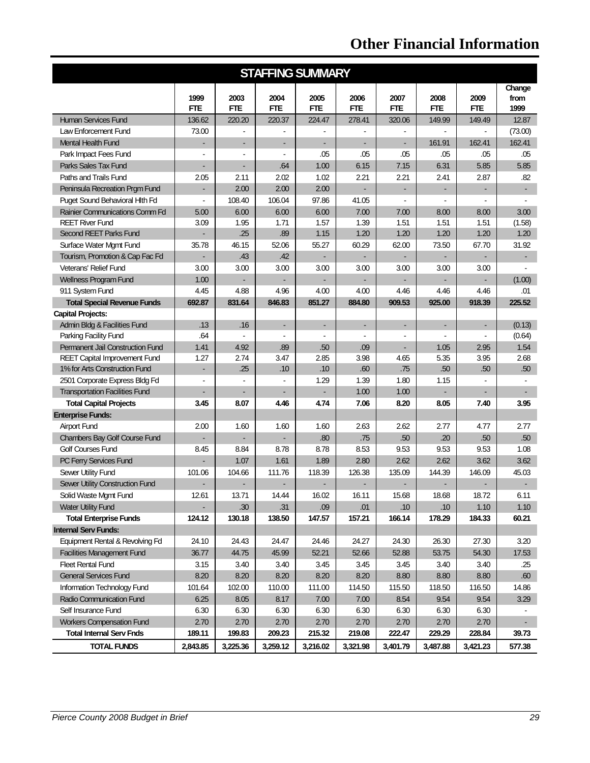# Other Financial Information

## STAFFING SUMMARY

| | 1999 FTE | 2003 FTE | 2004 FTE | 2005 FTE | 2006 FTE | 2007 FTE | 2008 FTE | 2009 FTE | Change from 1999 |
|---|---|---|---|---|---|---|---|---|---|
| Human Services Fund | 136.62 | 220.20 | 220.37 | 224.47 | 278.41 | 320.06 | 149.99 | 149.49 | 12.87 |
| Law Enforcement Fund | 73.00 | - | - | - | - | - | - | - | (73.00) |
| Mental Health Fund | - | - | - | - | - | - | 161.91 | 162.41 | 162.41 |
| Park Impact Fees Fund | - | - | - | .05 | .05 | .05 | .05 | .05 | .05 |
| Parks Sales Tax Fund | - | - | .64 | 1.00 | 6.15 | 7.15 | 6.31 | 5.85 | 5.85 |
| Paths and Trails Fund | 2.05 | 2.11 | 2.02 | 1.02 | 2.21 | 2.21 | 2.41 | 2.87 | .82 |
| Peninsula Recreation Prgm Fund | - | 2.00 | 2.00 | 2.00 | - | - | - | - | - |
| Puget Sound Behavioral Hlth Fd | - | 108.40 | 106.04 | 97.86 | 41.05 | - | - | - | - |
| Rainier Communications Comm Fd | 5.00 | 6.00 | 6.00 | 6.00 | 7.00 | 7.00 | 8.00 | 8.00 | 3.00 |
| REET River Fund | 3.09 | 1.95 | 1.71 | 1.57 | 1.39 | 1.51 | 1.51 | 1.51 | (1.58) |
| Second REET Parks Fund | - | .25 | .89 | 1.15 | 1.20 | 1.20 | 1.20 | 1.20 | 1.20 |
| Surface Water Mgmt Fund | 35.78 | 46.15 | 52.06 | 55.27 | 60.29 | 62.00 | 73.50 | 67.70 | 31.92 |
| Tourism, Promotion & Cap Fac Fd | - | .43 | .42 | - | - | - | - | - | - |
| Veterans' Relief Fund | 3.00 | 3.00 | 3.00 | 3.00 | 3.00 | 3.00 | 3.00 | 3.00 | - |
| Wellness Program Fund | 1.00 | - | - | - | - | - | - | - | (1.00) |
| 911 System Fund | 4.45 | 4.88 | 4.96 | 4.00 | 4.00 | 4.46 | 4.46 | 4.46 | .01 |
| **Total Special Revenue Funds** | **692.87** | **831.64** | **846.83** | **851.27** | **884.80** | **909.53** | **925.00** | **918.39** | **225.52** |
| **Capital Projects:** | | | | | | | | | |
| Admin Bldg & Facilities Fund | .13 | .16 | - | - | - | - | - | - | (0.13) |
| Parking Facility Fund | .64 | - | - | - | - | - | - | - | (0.64) |
| Permanent Jail Construction Fund | 1.41 | 4.92 | .89 | .50 | .09 | - | 1.05 | 2.95 | 1.54 |
| REET Capital Improvement Fund | 1.27 | 2.74 | 3.47 | 2.85 | 3.98 | 4.65 | 5.35 | 3.95 | 2.68 |
| 1% for Arts Construction Fund | - | .25 | .10 | .10 | .60 | .75 | .50 | .50 | .50 |
| 2501 Corporate Express Bldg Fd | - | - | - | 1.29 | 1.39 | 1.80 | 1.15 | - | - |
| Transportation Facilities Fund | - | - | - | - | 1.00 | 1.00 | - | - | - |
| **Total Capital Projects** | **3.45** | **8.07** | **4.46** | **4.74** | **7.06** | **8.20** | **8.05** | **7.40** | **3.95** |
| **Enterprise Funds:** | | | | | | | | | |
| Airport Fund | 2.00 | 1.60 | 1.60 | 1.60 | 2.63 | 2.62 | 2.77 | 4.77 | 2.77 |
| Chambers Bay Golf Course Fund | - | - | - | .80 | .75 | .50 | .20 | .50 | .50 |
| Golf Courses Fund | 8.45 | 8.84 | 8.78 | 8.78 | 8.53 | 9.53 | 9.53 | 9.53 | 1.08 |
| PC Ferry Services Fund | - | 1.07 | 1.61 | 1.89 | 2.80 | 2.62 | 2.62 | 3.62 | 3.62 |
| Sewer Utility Fund | 101.06 | 104.66 | 111.76 | 118.39 | 126.38 | 135.09 | 144.39 | 146.09 | 45.03 |
| Sewer Utility Construction Fund | - | - | - | - | - | - | - | - | - |
| Solid Waste Mgmt Fund | 12.61 | 13.71 | 14.44 | 16.02 | 16.11 | 15.68 | 18.68 | 18.72 | 6.11 |
| Water Utility Fund | - | .30 | .31 | .09 | .01 | .10 | .10 | 1.10 | 1.10 |
| **Total Enterprise Funds** | **124.12** | **130.18** | **138.50** | **147.57** | **157.21** | **166.14** | **178.29** | **184.33** | **60.21** |
| **Internal Serv Funds:** | | | | | | | | | |
| Equipment Rental & Revolving Fd | 24.10 | 24.43 | 24.47 | 24.46 | 24.27 | 24.30 | 26.30 | 27.30 | 3.20 |
| Facilities Management Fund | 36.77 | 44.75 | 45.99 | 52.21 | 52.66 | 52.88 | 53.75 | 54.30 | 17.53 |
| Fleet Rental Fund | 3.15 | 3.40 | 3.40 | 3.45 | 3.45 | 3.45 | 3.40 | 3.40 | .25 |
| General Services Fund | 8.20 | 8.20 | 8.20 | 8.20 | 8.20 | 8.80 | 8.80 | 8.80 | .60 |
| Information Technology Fund | 101.64 | 102.00 | 110.00 | 111.00 | 114.50 | 115.50 | 118.50 | 116.50 | 14.86 |
| Radio Communication Fund | 6.25 | 8.05 | 8.17 | 7.00 | 7.00 | 8.54 | 9.54 | 9.54 | 3.29 |
| Self Insurance Fund | 6.30 | 6.30 | 6.30 | 6.30 | 6.30 | 6.30 | 6.30 | 6.30 | - |
| Workers Compensation Fund | 2.70 | 2.70 | 2.70 | 2.70 | 2.70 | 2.70 | 2.70 | 2.70 | - |
| **Total Internal Serv Fnds** | **189.11** | **199.83** | **209.23** | **215.32** | **219.08** | **222.47** | **229.29** | **228.84** | **39.73** |
| **TOTAL FUNDS** | **2,843.85** | **3,225.36** | **3,259.12** | **3,216.02** | **3,321.98** | **3,401.79** | **3,487.88** | **3,421.23** | **577.38** |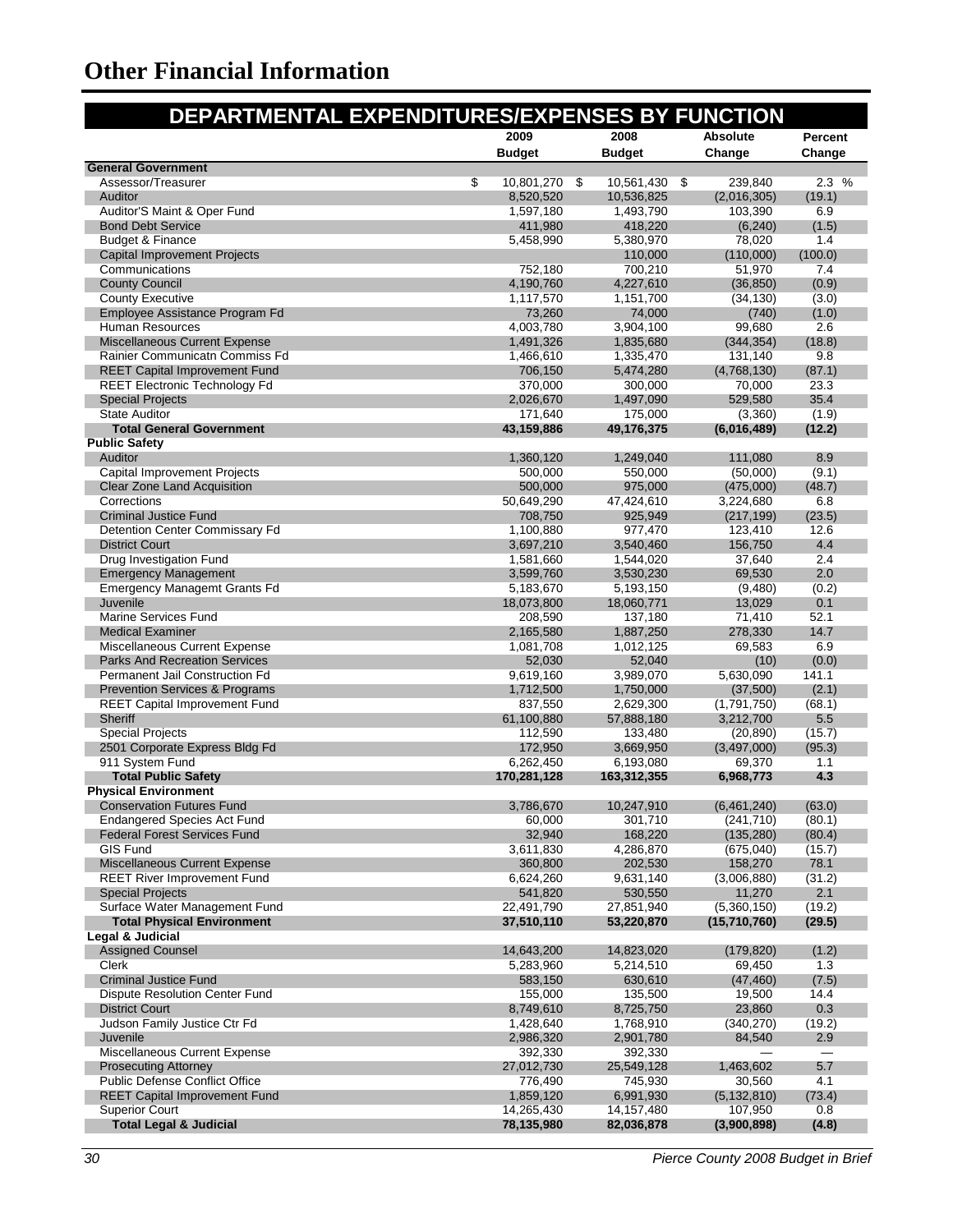# Other Financial Information

## DEPARTMENTAL EXPENDITURES/EXPENSES BY FUNCTION

| | 2009 Budget | 2008 Budget | Absolute Change | Percent Change |
|---|---|---|---|---|
| **General Government** | | | | |
| Assessor/Treasurer | $ 10,801,270 | $ 10,561,430 | $ 239,840 | 2.3 % |
| Auditor | 8,520,520 | 10,536,825 | (2,016,305) | (19.1) |
| Auditor'S Maint & Oper Fund | 1,597,180 | 1,493,790 | 103,390 | 6.9 |
| Bond Debt Service | 411,980 | 418,220 | (6,240) | (1.5) |
| Budget & Finance | 5,458,990 | 5,380,970 | 78,020 | 1.4 |
| Capital Improvement Projects | | 110,000 | (110,000) | (100.0) |
| Communications | 752,180 | 700,210 | 51,970 | 7.4 |
| County Council | 4,190,760 | 4,227,610 | (36,850) | (0.9) |
| County Executive | 1,117,570 | 1,151,700 | (34,130) | (3.0) |
| Employee Assistance Program Fd | 73,260 | 74,000 | (740) | (1.0) |
| Human Resources | 4,003,780 | 3,904,100 | 99,680 | 2.6 |
| Miscellaneous Current Expense | 1,491,326 | 1,835,680 | (344,354) | (18.8) |
| Rainier Communicatn Commiss Fd | 1,466,610 | 1,335,470 | 131,140 | 9.8 |
| REET Capital Improvement Fund | 706,150 | 5,474,280 | (4,768,130) | (87.1) |
| REET Electronic Technology Fd | 370,000 | 300,000 | 70,000 | 23.3 |
| Special Projects | 2,026,670 | 1,497,090 | 529,580 | 35.4 |
| State Auditor | 171,640 | 175,000 | (3,360) | (1.9) |
| **Total General Government** | **43,159,886** | **49,176,375** | **(6,016,489)** | **(12.2)** |
| **Public Safety** | | | | |
| Auditor | 1,360,120 | 1,249,040 | 111,080 | 8.9 |
| Capital Improvement Projects | 500,000 | 550,000 | (50,000) | (9.1) |
| Clear Zone Land Acquisition | 500,000 | 975,000 | (475,000) | (48.7) |
| Corrections | 50,649,290 | 47,424,610 | 3,224,680 | 6.8 |
| Criminal Justice Fund | 708,750 | 925,949 | (217,199) | (23.5) |
| Detention Center Commissary Fd | 1,100,880 | 977,470 | 123,410 | 12.6 |
| District Court | 3,697,210 | 3,540,460 | 156,750 | 4.4 |
| Drug Investigation Fund | 1,581,660 | 1,544,020 | 37,640 | 2.4 |
| Emergency Management | 3,599,760 | 3,530,230 | 69,530 | 2.0 |
| Emergency Managemt Grants Fd | 5,183,670 | 5,193,150 | (9,480) | (0.2) |
| Juvenile | 18,073,800 | 18,060,771 | 13,029 | 0.1 |
| Marine Services Fund | 208,590 | 137,180 | 71,410 | 52.1 |
| Medical Examiner | 2,165,580 | 1,887,250 | 278,330 | 14.7 |
| Miscellaneous Current Expense | 1,081,708 | 1,012,125 | 69,583 | 6.9 |
| Parks And Recreation Services | 52,030 | 52,040 | (10) | (0.0) |
| Permanent Jail Construction Fd | 9,619,160 | 3,989,070 | 5,630,090 | 141.1 |
| Prevention Services & Programs | 1,712,500 | 1,750,000 | (37,500) | (2.1) |
| REET Capital Improvement Fund | 837,550 | 2,629,300 | (1,791,750) | (68.1) |
| Sheriff | 61,100,880 | 57,888,180 | 3,212,700 | 5.5 |
| Special Projects | 112,590 | 133,480 | (20,890) | (15.7) |
| 2501 Corporate Express Bldg Fd | 172,950 | 3,669,950 | (3,497,000) | (95.3) |
| 911 System Fund | 6,262,450 | 6,193,080 | 69,370 | 1.1 |
| **Total Public Safety** | **170,281,128** | **163,312,355** | **6,968,773** | **4.3** |
| **Physical Environment** | | | | |
| Conservation Futures Fund | 3,786,670 | 10,247,910 | (6,461,240) | (63.0) |
| Endangered Species Act Fund | 60,000 | 301,710 | (241,710) | (80.1) |
| Federal Forest Services Fund | 32,940 | 168,220 | (135,280) | (80.4) |
| GIS Fund | 3,611,830 | 4,286,870 | (675,040) | (15.7) |
| Miscellaneous Current Expense | 360,800 | 202,530 | 158,270 | 78.1 |
| REET River Improvement Fund | 6,624,260 | 9,631,140 | (3,006,880) | (31.2) |
| Special Projects | 541,820 | 530,550 | 11,270 | 2.1 |
| Surface Water Management Fund | 22,491,790 | 27,851,940 | (5,360,150) | (19.2) |
| **Total Physical Environment** | **37,510,110** | **53,220,870** | **(15,710,760)** | **(29.5)** |
| **Legal & Judicial** | | | | |
| Assigned Counsel | 14,643,200 | 14,823,020 | (179,820) | (1.2) |
| Clerk | 5,283,960 | 5,214,510 | 69,450 | 1.3 |
| Criminal Justice Fund | 583,150 | 630,610 | (47,460) | (7.5) |
| Dispute Resolution Center Fund | 155,000 | 135,500 | 19,500 | 14.4 |
| District Court | 8,749,610 | 8,725,750 | 23,860 | 0.3 |
| Judson Family Justice Ctr Fd | 1,428,640 | 1,768,910 | (340,270) | (19.2) |
| Juvenile | 2,986,320 | 2,901,780 | 84,540 | 2.9 |
| Miscellaneous Current Expense | 392,330 | 392,330 | — | — |
| Prosecuting Attorney | 27,012,730 | 25,549,128 | 1,463,602 | 5.7 |
| Public Defense Conflict Office | 776,490 | 745,930 | 30,560 | 4.1 |
| REET Capital Improvement Fund | 1,859,120 | 6,991,930 | (5,132,810) | (73.4) |
| Superior Court | 14,265,430 | 14,157,480 | 107,950 | 0.8 |
| **Total Legal & Judicial** | **78,135,980** | **82,036,878** | **(3,900,898)** | **(4.8)** |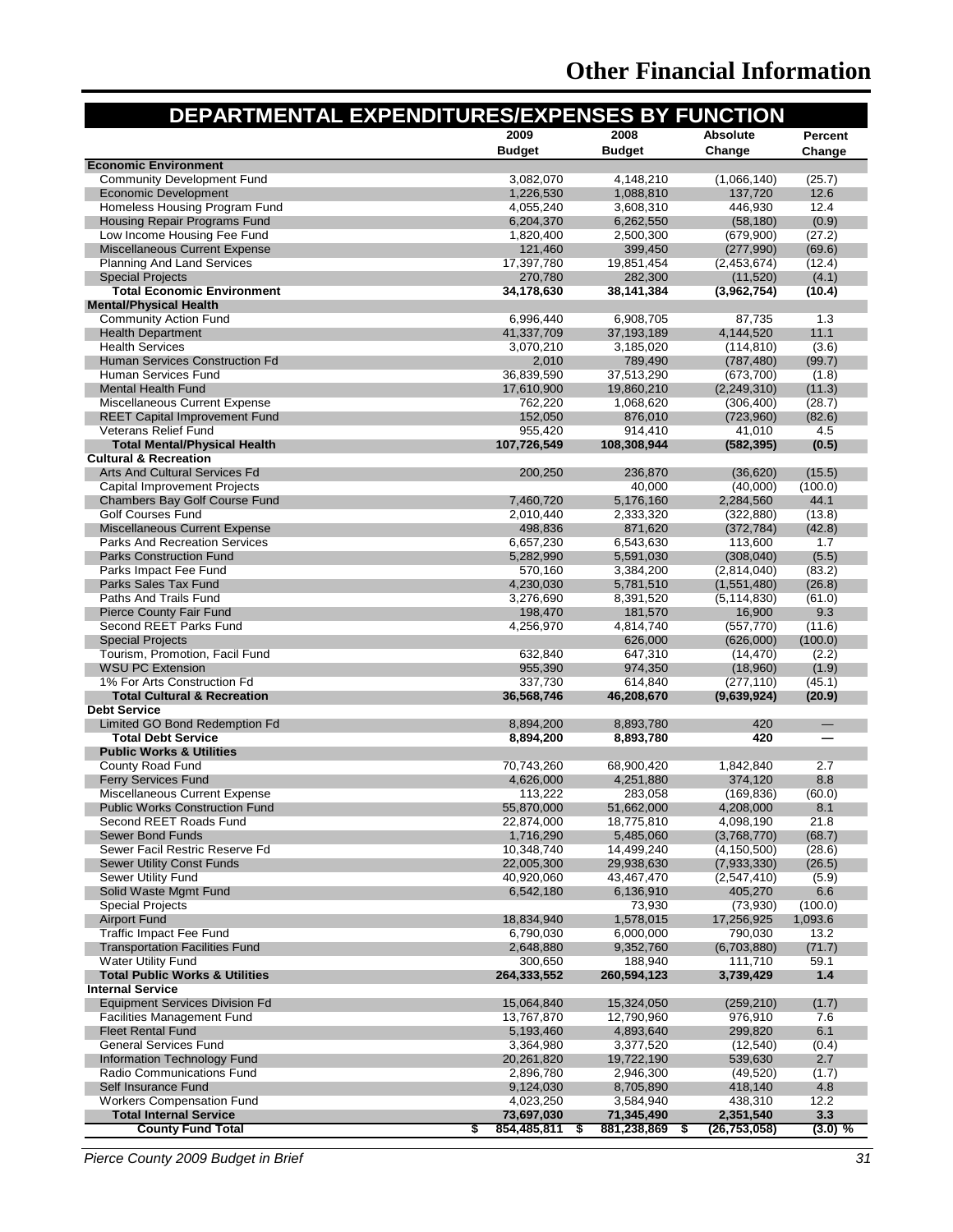# Other Financial Information

## DEPARTMENTAL EXPENDITURES/EXPENSES BY FUNCTION

| | 2009 Budget | 2008 Budget | Absolute Change | Percent Change |
|---|---|---|---|---|
| **Economic Environment** | | | | |
| Community Development Fund | 3,082,070 | 4,148,210 | (1,066,140) | (25.7) |
| Economic Development | 1,226,530 | 1,088,810 | 137,720 | 12.6 |
| Homeless Housing Program Fund | 4,055,240 | 3,608,310 | 446,930 | 12.4 |
| Housing Repair Programs Fund | 6,204,370 | 6,262,550 | (58,180) | (0.9) |
| Low Income Housing Fee Fund | 1,820,400 | 2,500,300 | (679,900) | (27.2) |
| Miscellaneous Current Expense | 121,460 | 399,450 | (277,990) | (69.6) |
| Planning And Land Services | 17,397,780 | 19,851,454 | (2,453,674) | (12.4) |
| Special Projects | 270,780 | 282,300 | (11,520) | (4.1) |
| **Total Economic Environment** | **34,178,630** | **38,141,384** | **(3,962,754)** | **(10.4)** |
| **Mental/Physical Health** | | | | |
| Community Action Fund | 6,996,440 | 6,908,705 | 87,735 | 1.3 |
| Health Department | 41,337,709 | 37,193,189 | 4,144,520 | 11.1 |
| Health Services | 3,070,210 | 3,185,020 | (114,810) | (3.6) |
| Human Services Construction Fd | 2,010 | 789,490 | (787,480) | (99.7) |
| Human Services Fund | 36,839,590 | 37,513,290 | (673,700) | (1.8) |
| Mental Health Fund | 17,610,900 | 19,860,210 | (2,249,310) | (11.3) |
| Miscellaneous Current Expense | 762,220 | 1,068,620 | (306,400) | (28.7) |
| REET Capital Improvement Fund | 152,050 | 876,010 | (723,960) | (82.6) |
| Veterans Relief Fund | 955,420 | 914,410 | 41,010 | 4.5 |
| **Total Mental/Physical Health** | **107,726,549** | **108,308,944** | **(582,395)** | **(0.5)** |
| **Cultural & Recreation** | | | | |
| Arts And Cultural Services Fd | 200,250 | 236,870 | (36,620) | (15.5) |
| Capital Improvement Projects | | 40,000 | (40,000) | (100.0) |
| Chambers Bay Golf Course Fund | 7,460,720 | 5,176,160 | 2,284,560 | 44.1 |
| Golf Courses Fund | 2,010,440 | 2,333,320 | (322,880) | (13.8) |
| Miscellaneous Current Expense | 498,836 | 871,620 | (372,784) | (42.8) |
| Parks And Recreation Services | 6,657,230 | 6,543,630 | 113,600 | 1.7 |
| Parks Construction Fund | 5,282,990 | 5,591,030 | (308,040) | (5.5) |
| Parks Impact Fee Fund | 570,160 | 3,384,200 | (2,814,040) | (83.2) |
| Parks Sales Tax Fund | 4,230,030 | 5,781,510 | (1,551,480) | (26.8) |
| Paths And Trails Fund | 3,276,690 | 8,391,520 | (5,114,830) | (61.0) |
| Pierce County Fair Fund | 198,470 | 181,570 | 16,900 | 9.3 |
| Second REET Parks Fund | 4,256,970 | 4,814,740 | (557,770) | (11.6) |
| Special Projects | | 626,000 | (626,000) | (100.0) |
| Tourism, Promotion, Facil Fund | 632,840 | 647,310 | (14,470) | (2.2) |
| WSU PC Extension | 955,390 | 974,350 | (18,960) | (1.9) |
| 1% For Arts Construction Fd | 337,730 | 614,840 | (277,110) | (45.1) |
| **Total Cultural & Recreation** | **36,568,746** | **46,208,670** | **(9,639,924)** | **(20.9)** |
| **Debt Service** | | | | |
| Limited GO Bond Redemption Fd | 8,894,200 | 8,893,780 | 420 | — |
| **Total Debt Service** | **8,894,200** | **8,893,780** | **420** | **—** |
| **Public Works & Utilities** | | | | |
| County Road Fund | 70,743,260 | 68,900,420 | 1,842,840 | 2.7 |
| Ferry Services Fund | 4,626,000 | 4,251,880 | 374,120 | 8.8 |
| Miscellaneous Current Expense | 113,222 | 283,058 | (169,836) | (60.0) |
| Public Works Construction Fund | 55,870,000 | 51,662,000 | 4,208,000 | 8.1 |
| Second REET Roads Fund | 22,874,000 | 18,775,810 | 4,098,190 | 21.8 |
| Sewer Bond Funds | 1,716,290 | 5,485,060 | (3,768,770) | (68.7) |
| Sewer Facil Restric Reserve Fd | 10,348,740 | 14,499,240 | (4,150,500) | (28.6) |
| Sewer Utility Const Funds | 22,005,300 | 29,938,630 | (7,933,330) | (26.5) |
| Sewer Utility Fund | 40,920,060 | 43,467,470 | (2,547,410) | (5.9) |
| Solid Waste Mgmt Fund | 6,542,180 | 6,136,910 | 405,270 | 6.6 |
| Special Projects | | 73,930 | (73,930) | (100.0) |
| Airport Fund | 18,834,940 | 1,578,015 | 17,256,925 | 1,093.6 |
| Traffic Impact Fee Fund | 6,790,030 | 6,000,000 | 790,030 | 13.2 |
| Transportation Facilities Fund | 2,648,880 | 9,352,760 | (6,703,880) | (71.7) |
| Water Utility Fund | 300,650 | 188,940 | 111,710 | 59.1 |
| **Total Public Works & Utilities** | **264,333,552** | **260,594,123** | **3,739,429** | **1.4** |
| **Internal Service** | | | | |
| Equipment Services Division Fd | 15,064,840 | 15,324,050 | (259,210) | (1.7) |
| Facilities Management Fund | 13,767,870 | 12,790,960 | 976,910 | 7.6 |
| Fleet Rental Fund | 5,193,460 | 4,893,640 | 299,820 | 6.1 |
| General Services Fund | 3,364,980 | 3,377,520 | (12,540) | (0.4) |
| Information Technology Fund | 20,261,820 | 19,722,190 | 539,630 | 2.7 |
| Radio Communications Fund | 2,896,780 | 2,946,300 | (49,520) | (1.7) |
| Self Insurance Fund | 9,124,030 | 8,705,890 | 418,140 | 4.8 |
| Workers Compensation Fund | 4,023,250 | 3,584,940 | 438,310 | 12.2 |
| **Total Internal Service** | **73,697,030** | **71,345,490** | **2,351,540** | **3.3** |
| **County Fund Total** | **$ 854,485,811** | **$ 881,238,869** | **$ (26,753,058)** | **(3.0) %** |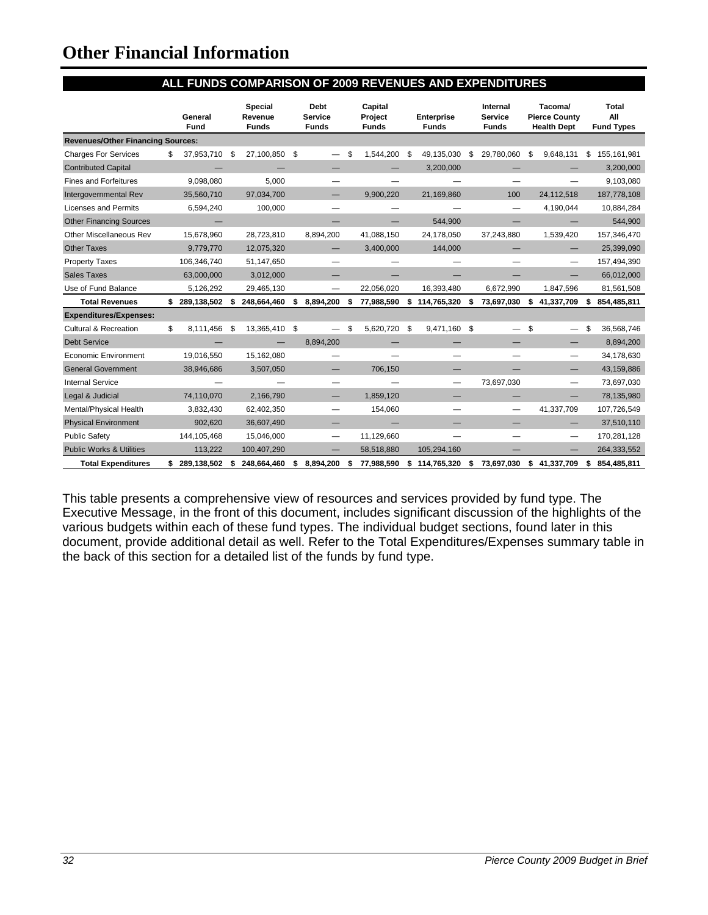# Other Financial Information

## ALL FUNDS COMPARISON OF 2009 REVENUES AND EXPENDITURES

| | General Fund | Special Revenue Funds | Debt Service Funds | Capital Project Funds | Enterprise Funds | Internal Service Funds | Tacoma/ Pierce County Health Dept | Total All Fund Types |
|---|---|---|---|---|---|---|---|---|
| **Revenues/Other Financing Sources:** | | | | | | | | |
| Charges For Services | $ 37,953,710 | $ 27,100,850 | $ — | $ 1,544,200 | $ 49,135,030 | $ 29,780,060 | $ 9,648,131 | $ 155,161,981 |
| Contributed Capital | — | — | — | — | 3,200,000 | — | — | 3,200,000 |
| Fines and Forfeitures | 9,098,080 | 5,000 | — | — | — | — | — | 9,103,080 |
| Intergovernmental Rev | 35,560,710 | 97,034,700 | — | 9,900,220 | 21,169,860 | 100 | 24,112,518 | 187,778,108 |
| Licenses and Permits | 6,594,240 | 100,000 | — | — | — | — | 4,190,044 | 10,884,284 |
| Other Financing Sources | — | — | — | — | 544,900 | — | — | 544,900 |
| Other Miscellaneous Rev | 15,678,960 | 28,723,810 | 8,894,200 | 41,088,150 | 24,178,050 | 37,243,880 | 1,539,420 | 157,346,470 |
| Other Taxes | 9,779,770 | 12,075,320 | — | 3,400,000 | 144,000 | — | — | 25,399,090 |
| Property Taxes | 106,346,740 | 51,147,650 | — | — | — | — | — | 157,494,390 |
| Sales Taxes | 63,000,000 | 3,012,000 | — | — | — | — | — | 66,012,000 |
| Use of Fund Balance | 5,126,292 | 29,465,130 | — | 22,056,020 | 16,393,480 | 6,672,990 | 1,847,596 | 81,561,508 |
| **Total Revenues** | **$ 289,138,502** | **$ 248,664,460** | **$ 8,894,200** | **$ 77,988,590** | **$ 114,765,320** | **$ 73,697,030** | **$ 41,337,709** | **$ 854,485,811** |
| **Expenditures/Expenses:** | | | | | | | | |
| Cultural & Recreation | $ 8,111,456 | $ 13,365,410 | $ — | $ 5,620,720 | $ 9,471,160 | $ — | $ — | $ 36,568,746 |
| Debt Service | — | — | 8,894,200 | — | — | — | — | 8,894,200 |
| Economic Environment | 19,016,550 | 15,162,080 | — | — | — | — | — | 34,178,630 |
| General Government | 38,946,686 | 3,507,050 | — | 706,150 | — | — | — | 43,159,886 |
| Internal Service | — | — | — | — | — | 73,697,030 | — | 73,697,030 |
| Legal & Judicial | 74,110,070 | 2,166,790 | — | 1,859,120 | — | — | — | 78,135,980 |
| Mental/Physical Health | 3,832,430 | 62,402,350 | — | 154,060 | — | — | 41,337,709 | 107,726,549 |
| Physical Environment | 902,620 | 36,607,490 | — | — | — | — | — | 37,510,110 |
| Public Safety | 144,105,468 | 15,046,000 | — | 11,129,660 | — | — | — | 170,281,128 |
| Public Works & Utilities | 113,222 | 100,407,290 | — | 58,518,880 | 105,294,160 | — | — | 264,333,552 |
| **Total Expenditures** | **$ 289,138,502** | **$ 248,664,460** | **$ 8,894,200** | **$ 77,988,590** | **$ 114,765,320** | **$ 73,697,030** | **$ 41,337,709** | **$ 854,485,811** |

This table presents a comprehensive view of resources and services provided by fund type. The Executive Message, in the front of this document, includes significant discussion of the highlights of the various budgets within each of these fund types. The individual budget sections, found later in this document, provide additional detail as well. Refer to the Total Expenditures/Expenses summary table in the back of this section for a detailed list of the funds by fund type.